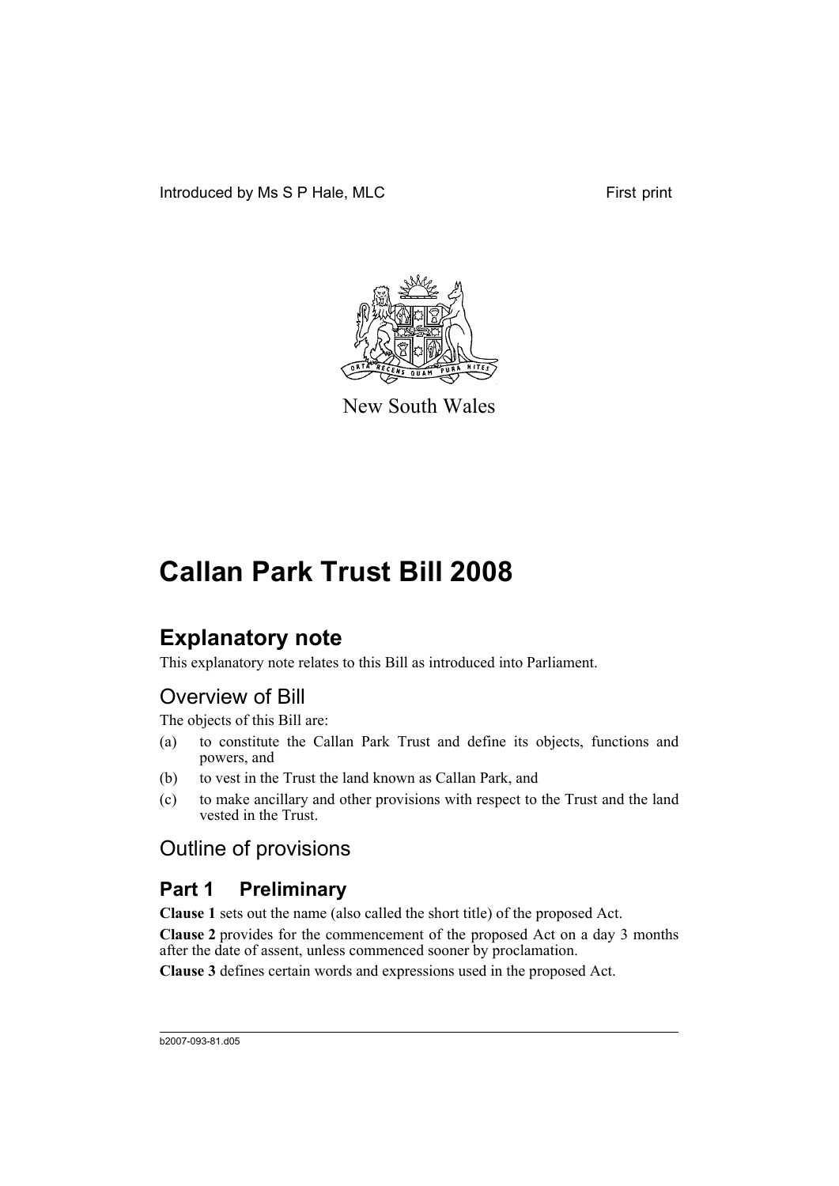Introduced by Ms S P Hale, MLC First print

New South Wales

# Callan Park Trust Bill 2008

## Explanatory note

This explanatory note relates to this Bill as introduced into Parliament.

### Overview of Bill

The objects of this Bill are:

(a) to constitute the Callan Park Trust and define its objects, functions and powers, and

(b) to vest in the Trust the land known as Callan Park, and

(c) to make ancillary and other provisions with respect to the Trust and the land vested in the Trust.

### Outline of provisions

## Part 1 Preliminary

**Clause 1** sets out the name (also called the short title) of the proposed Act.

**Clause 2** provides for the commencement of the proposed Act on a day 3 months after the date of assent, unless commenced sooner by proclamation.

**Clause 3** defines certain words and expressions used in the proposed Act.

b2007-093-81.d05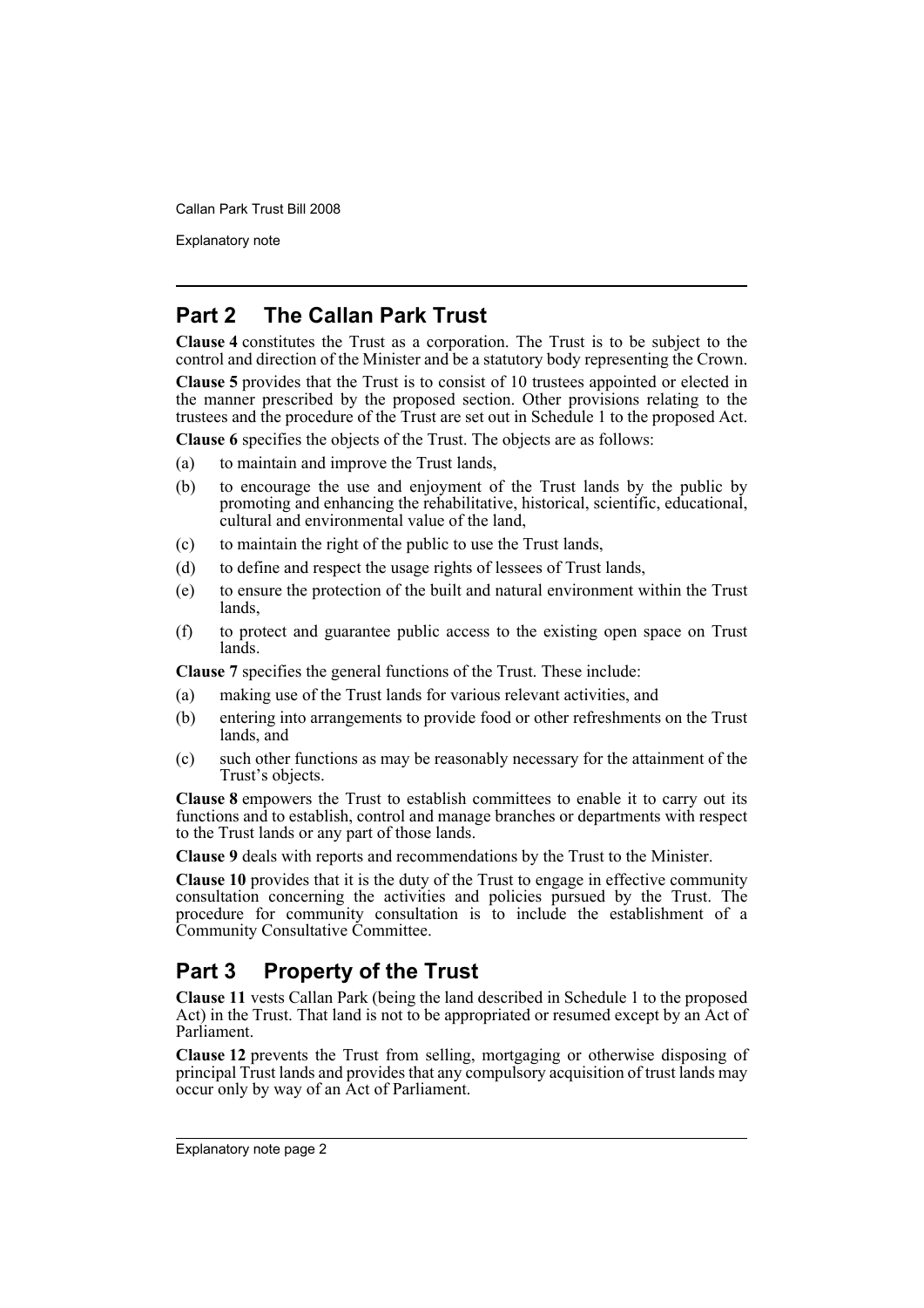## Part 2 The Callan Park Trust

**Clause 4** constitutes the Trust as a corporation. The Trust is to be subject to the control and direction of the Minister and be a statutory body representing the Crown.

**Clause 5** provides that the Trust is to consist of 10 trustees appointed or elected in the manner prescribed by the proposed section. Other provisions relating to the trustees and the procedure of the Trust are set out in Schedule 1 to the proposed Act.

**Clause 6** specifies the objects of the Trust. The objects are as follows:

(a) to maintain and improve the Trust lands,

(b) to encourage the use and enjoyment of the Trust lands by the public by promoting and enhancing the rehabilitative, historical, scientific, educational, cultural and environmental value of the land,

(c) to maintain the right of the public to use the Trust lands,

(d) to define and respect the usage rights of lessees of Trust lands,

(e) to ensure the protection of the built and natural environment within the Trust lands,

(f) to protect and guarantee public access to the existing open space on Trust lands.

**Clause 7** specifies the general functions of the Trust. These include:

(a) making use of the Trust lands for various relevant activities, and

(b) entering into arrangements to provide food or other refreshments on the Trust lands, and

(c) such other functions as may be reasonably necessary for the attainment of the Trust's objects.

**Clause 8** empowers the Trust to establish committees to enable it to carry out its functions and to establish, control and manage branches or departments with respect to the Trust lands or any part of those lands.

**Clause 9** deals with reports and recommendations by the Trust to the Minister.

**Clause 10** provides that it is the duty of the Trust to engage in effective community consultation concerning the activities and policies pursued by the Trust. The procedure for community consultation is to include the establishment of a Community Consultative Committee.

## Part 3 Property of the Trust

**Clause 11** vests Callan Park (being the land described in Schedule 1 to the proposed Act) in the Trust. That land is not to be appropriated or resumed except by an Act of Parliament.

**Clause 12** prevents the Trust from selling, mortgaging or otherwise disposing of principal Trust lands and provides that any compulsory acquisition of trust lands may occur only by way of an Act of Parliament.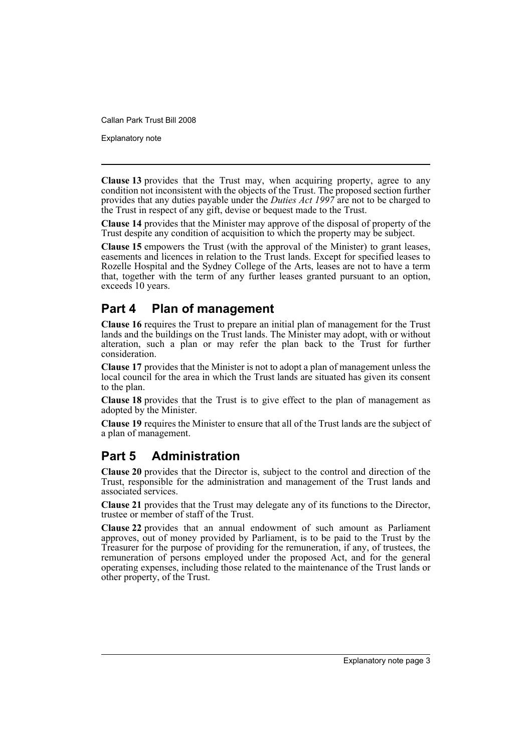**Clause 13** provides that the Trust may, when acquiring property, agree to any condition not inconsistent with the objects of the Trust. The proposed section further provides that any duties payable under the *Duties Act 1997* are not to be charged to the Trust in respect of any gift, devise or bequest made to the Trust.

**Clause 14** provides that the Minister may approve of the disposal of property of the Trust despite any condition of acquisition to which the property may be subject.

**Clause 15** empowers the Trust (with the approval of the Minister) to grant leases, easements and licences in relation to the Trust lands. Except for specified leases to Rozelle Hospital and the Sydney College of the Arts, leases are not to have a term that, together with the term of any further leases granted pursuant to an option, exceeds 10 years.

## Part 4 Plan of management

**Clause 16** requires the Trust to prepare an initial plan of management for the Trust lands and the buildings on the Trust lands. The Minister may adopt, with or without alteration, such a plan or may refer the plan back to the Trust for further consideration.

**Clause 17** provides that the Minister is not to adopt a plan of management unless the local council for the area in which the Trust lands are situated has given its consent to the plan.

**Clause 18** provides that the Trust is to give effect to the plan of management as adopted by the Minister.

**Clause 19** requires the Minister to ensure that all of the Trust lands are the subject of a plan of management.

## Part 5 Administration

**Clause 20** provides that the Director is, subject to the control and direction of the Trust, responsible for the administration and management of the Trust lands and associated services.

**Clause 21** provides that the Trust may delegate any of its functions to the Director, trustee or member of staff of the Trust.

**Clause 22** provides that an annual endowment of such amount as Parliament approves, out of money provided by Parliament, is to be paid to the Trust by the Treasurer for the purpose of providing for the remuneration, if any, of trustees, the remuneration of persons employed under the proposed Act, and for the general operating expenses, including those related to the maintenance of the Trust lands or other property, of the Trust.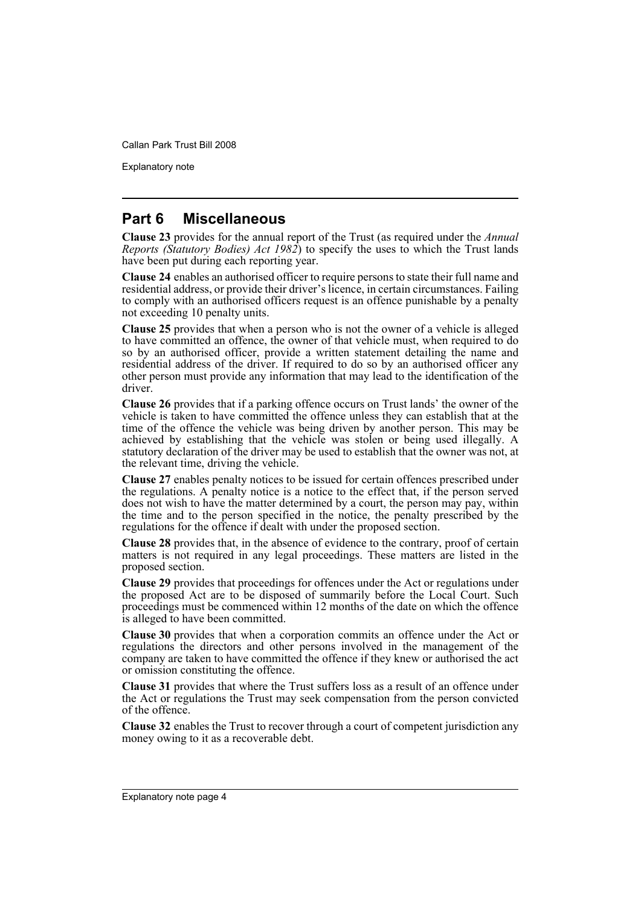## Part 6 Miscellaneous

**Clause 23** provides for the annual report of the Trust (as required under the *Annual Reports (Statutory Bodies) Act 1982*) to specify the uses to which the Trust lands have been put during each reporting year.

**Clause 24** enables an authorised officer to require persons to state their full name and residential address, or provide their driver's licence, in certain circumstances. Failing to comply with an authorised officers request is an offence punishable by a penalty not exceeding 10 penalty units.

**Clause 25** provides that when a person who is not the owner of a vehicle is alleged to have committed an offence, the owner of that vehicle must, when required to do so by an authorised officer, provide a written statement detailing the name and residential address of the driver. If required to do so by an authorised officer any other person must provide any information that may lead to the identification of the driver.

**Clause 26** provides that if a parking offence occurs on Trust lands' the owner of the vehicle is taken to have committed the offence unless they can establish that at the time of the offence the vehicle was being driven by another person. This may be achieved by establishing that the vehicle was stolen or being used illegally. A statutory declaration of the driver may be used to establish that the owner was not, at the relevant time, driving the vehicle.

**Clause 27** enables penalty notices to be issued for certain offences prescribed under the regulations. A penalty notice is a notice to the effect that, if the person served does not wish to have the matter determined by a court, the person may pay, within the time and to the person specified in the notice, the penalty prescribed by the regulations for the offence if dealt with under the proposed section.

**Clause 28** provides that, in the absence of evidence to the contrary, proof of certain matters is not required in any legal proceedings. These matters are listed in the proposed section.

**Clause 29** provides that proceedings for offences under the Act or regulations under the proposed Act are to be disposed of summarily before the Local Court. Such proceedings must be commenced within 12 months of the date on which the offence is alleged to have been committed.

**Clause 30** provides that when a corporation commits an offence under the Act or regulations the directors and other persons involved in the management of the company are taken to have committed the offence if they knew or authorised the act or omission constituting the offence.

**Clause 31** provides that where the Trust suffers loss as a result of an offence under the Act or regulations the Trust may seek compensation from the person convicted of the offence.

**Clause 32** enables the Trust to recover through a court of competent jurisdiction any money owing to it as a recoverable debt.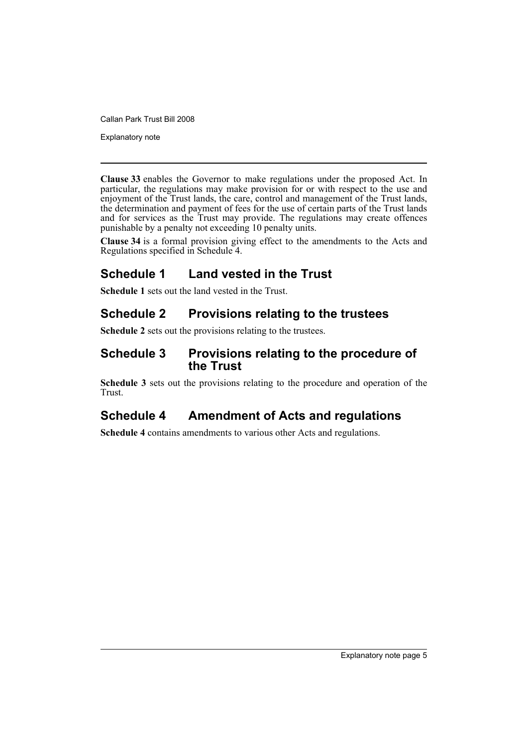**Clause 33** enables the Governor to make regulations under the proposed Act. In particular, the regulations may make provision for or with respect to the use and enjoyment of the Trust lands, the care, control and management of the Trust lands, the determination and payment of fees for the use of certain parts of the Trust lands and for services as the Trust may provide. The regulations may create offences punishable by a penalty not exceeding 10 penalty units.

**Clause 34** is a formal provision giving effect to the amendments to the Acts and Regulations specified in Schedule 4.

## Schedule 1 Land vested in the Trust

**Schedule 1** sets out the land vested in the Trust.

## Schedule 2 Provisions relating to the trustees

**Schedule 2** sets out the provisions relating to the trustees.

## Schedule 3 Provisions relating to the procedure of the Trust

**Schedule 3** sets out the provisions relating to the procedure and operation of the Trust.

## Schedule 4 Amendment of Acts and regulations

**Schedule 4** contains amendments to various other Acts and regulations.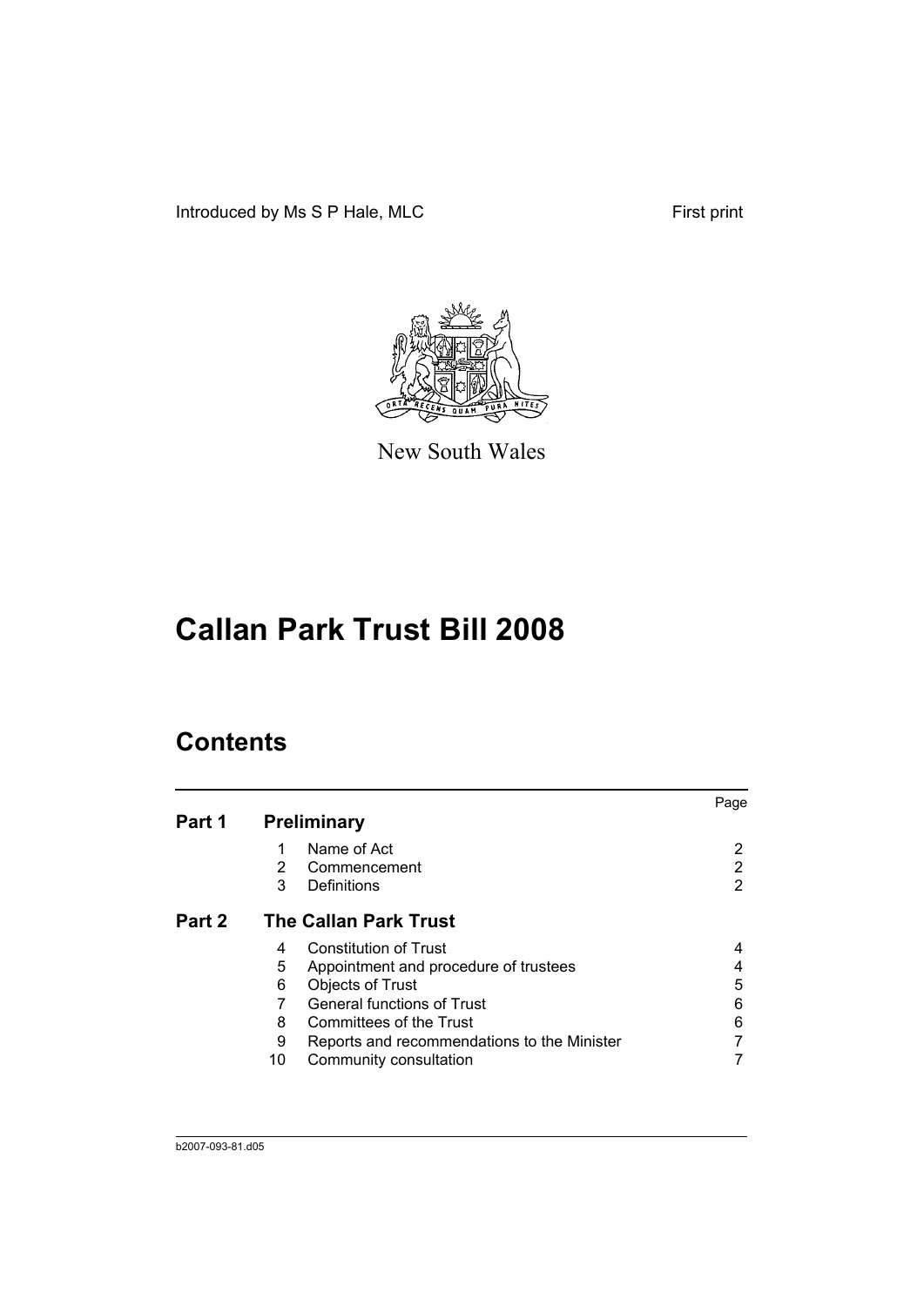Introduced by Ms S P Hale, MLC

First print

New South Wales

# Callan Park Trust Bill 2008

## Contents

| | | | Page |
|---|---|---|---|
| **Part 1** | **Preliminary** | | |
| | 1 | Name of Act | 2 |
| | 2 | Commencement | 2 |
| | 3 | Definitions | 2 |
| **Part 2** | **The Callan Park Trust** | | |
| | 4 | Constitution of Trust | 4 |
| | 5 | Appointment and procedure of trustees | 4 |
| | 6 | Objects of Trust | 5 |
| | 7 | General functions of Trust | 6 |
| | 8 | Committees of the Trust | 6 |
| | 9 | Reports and recommendations to the Minister | 7 |
| | 10 | Community consultation | 7 |

b2007-093-81.d05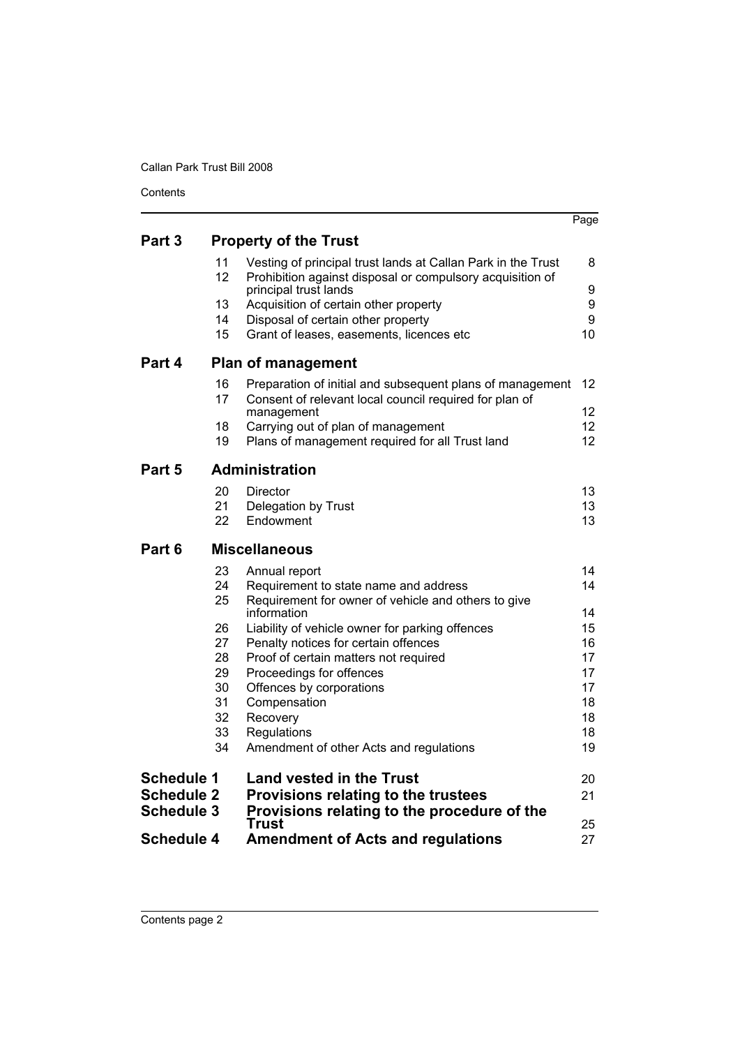| | | | Page |
|---|---|---|---|
| **Part 3** | **Property of the Trust** | | |
| | 11 | Vesting of principal trust lands at Callan Park in the Trust | 8 |
| | 12 | Prohibition against disposal or compulsory acquisition of principal trust lands | 9 |
| | 13 | Acquisition of certain other property | 9 |
| | 14 | Disposal of certain other property | 9 |
| | 15 | Grant of leases, easements, licences etc | 10 |
| **Part 4** | **Plan of management** | | |
| | 16 | Preparation of initial and subsequent plans of management | 12 |
| | 17 | Consent of relevant local council required for plan of management | 12 |
| | 18 | Carrying out of plan of management | 12 |
| | 19 | Plans of management required for all Trust land | 12 |
| **Part 5** | **Administration** | | |
| | 20 | Director | 13 |
| | 21 | Delegation by Trust | 13 |
| | 22 | Endowment | 13 |
| **Part 6** | **Miscellaneous** | | |
| | 23 | Annual report | 14 |
| | 24 | Requirement to state name and address | 14 |
| | 25 | Requirement for owner of vehicle and others to give information | 14 |
| | 26 | Liability of vehicle owner for parking offences | 15 |
| | 27 | Penalty notices for certain offences | 16 |
| | 28 | Proof of certain matters not required | 17 |
| | 29 | Proceedings for offences | 17 |
| | 30 | Offences by corporations | 17 |
| | 31 | Compensation | 18 |
| | 32 | Recovery | 18 |
| | 33 | Regulations | 18 |
| | 34 | Amendment of other Acts and regulations | 19 |
| **Schedule 1** | **Land vested in the Trust** | | 20 |
| **Schedule 2** | **Provisions relating to the trustees** | | 21 |
| **Schedule 3** | **Provisions relating to the procedure of the Trust** | | 25 |
| **Schedule 4** | **Amendment of Acts and regulations** | | 27 |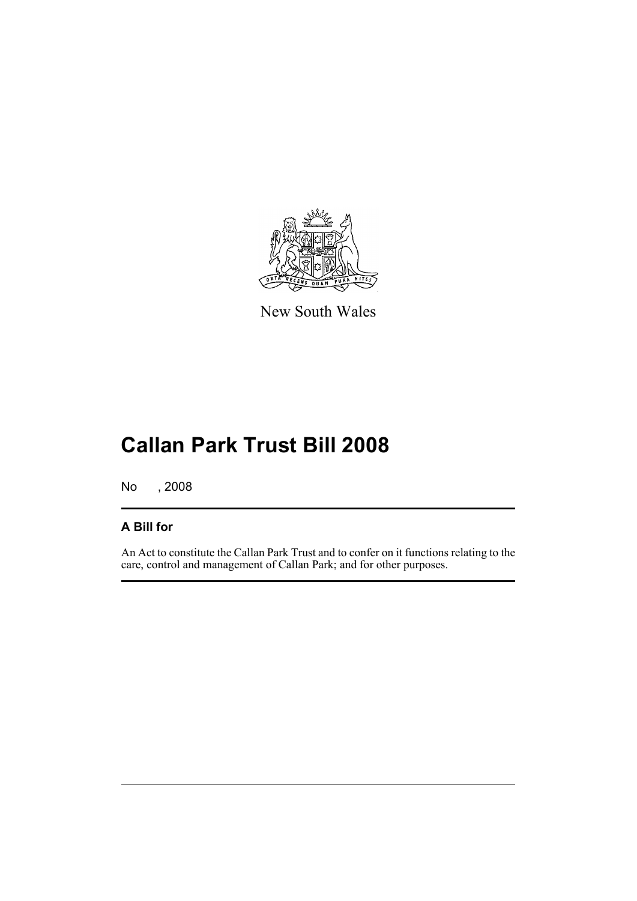New South Wales

# Callan Park Trust Bill 2008

No , 2008

## A Bill for

An Act to constitute the Callan Park Trust and to confer on it functions relating to the care, control and management of Callan Park; and for other purposes.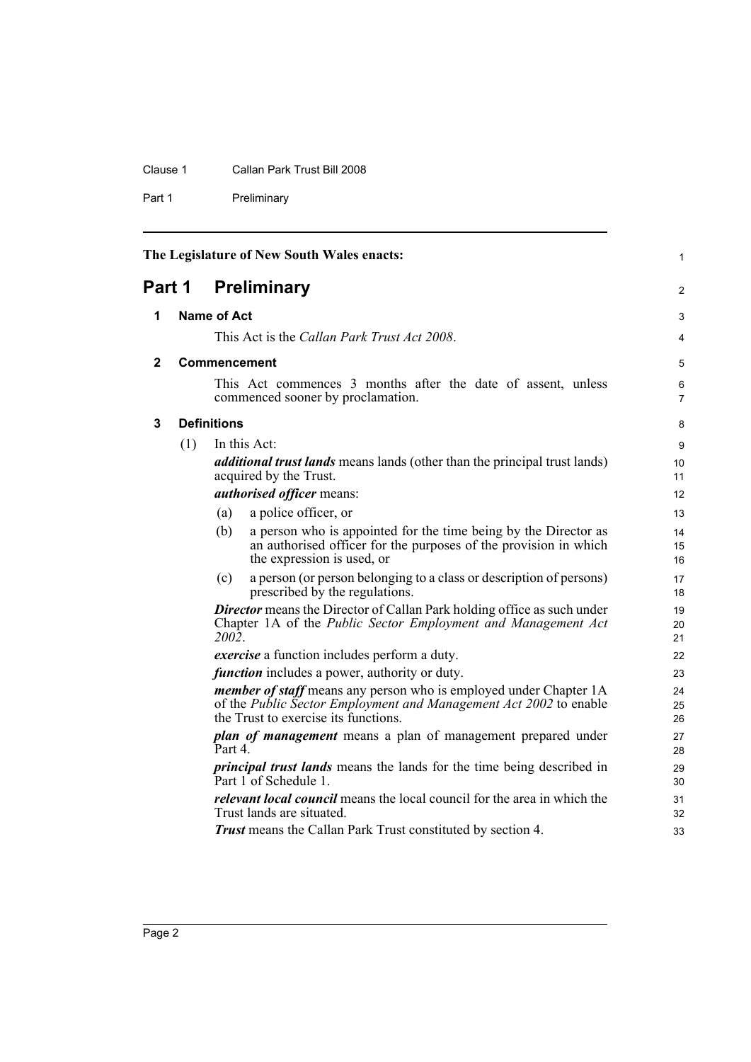The Legislature of New South Wales enacts:

# Part 1 Preliminary

## 1 Name of Act

This Act is the *Callan Park Trust Act 2008*.

## 2 Commencement

This Act commences 3 months after the date of assent, unless commenced sooner by proclamation.

## 3 Definitions

(1) In this Act:

***additional trust lands*** means lands (other than the principal trust lands) acquired by the Trust.

***authorised officer*** means:

- (a) a police officer, or
- (b) a person who is appointed for the time being by the Director as an authorised officer for the purposes of the provision in which the expression is used, or
- (c) a person (or person belonging to a class or description of persons) prescribed by the regulations.

***Director*** means the Director of Callan Park holding office as such under Chapter 1A of the *Public Sector Employment and Management Act 2002*.

***exercise*** a function includes perform a duty.

***function*** includes a power, authority or duty.

***member of staff*** means any person who is employed under Chapter 1A of the *Public Sector Employment and Management Act 2002* to enable the Trust to exercise its functions.

***plan of management*** means a plan of management prepared under Part 4.

***principal trust lands*** means the lands for the time being described in Part 1 of Schedule 1.

***relevant local council*** means the local council for the area in which the Trust lands are situated.

***Trust*** means the Callan Park Trust constituted by section 4.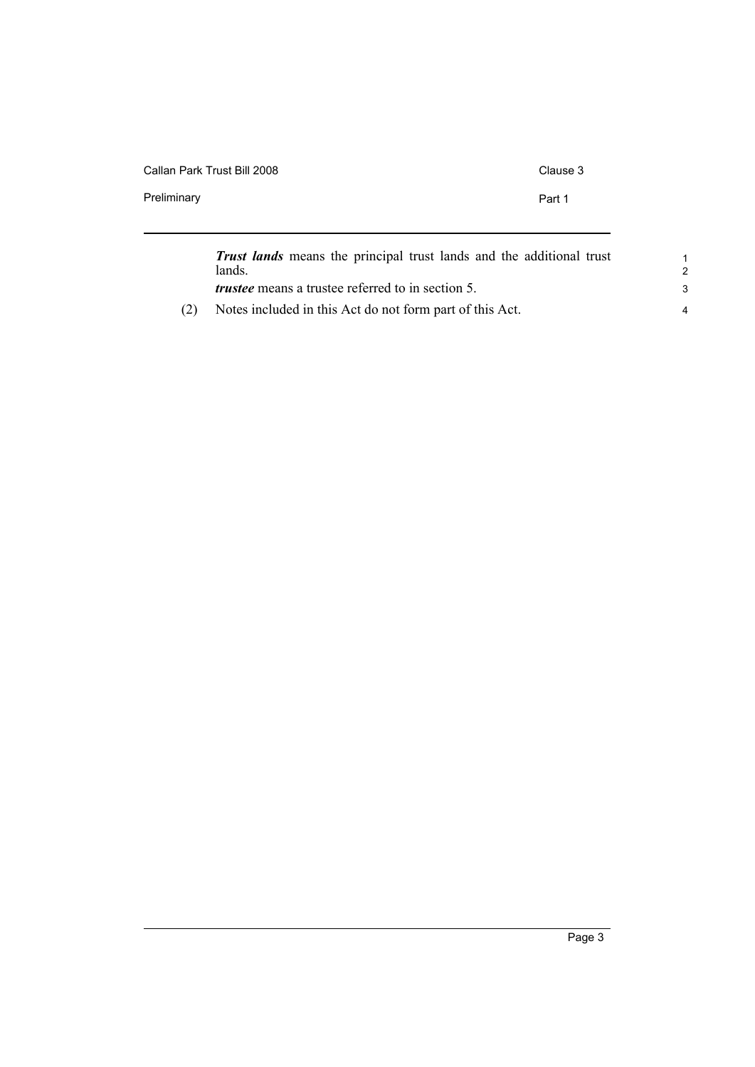***Trust lands*** means the principal trust lands and the additional trust lands.

***trustee*** means a trustee referred to in section 5.

(2) Notes included in this Act do not form part of this Act.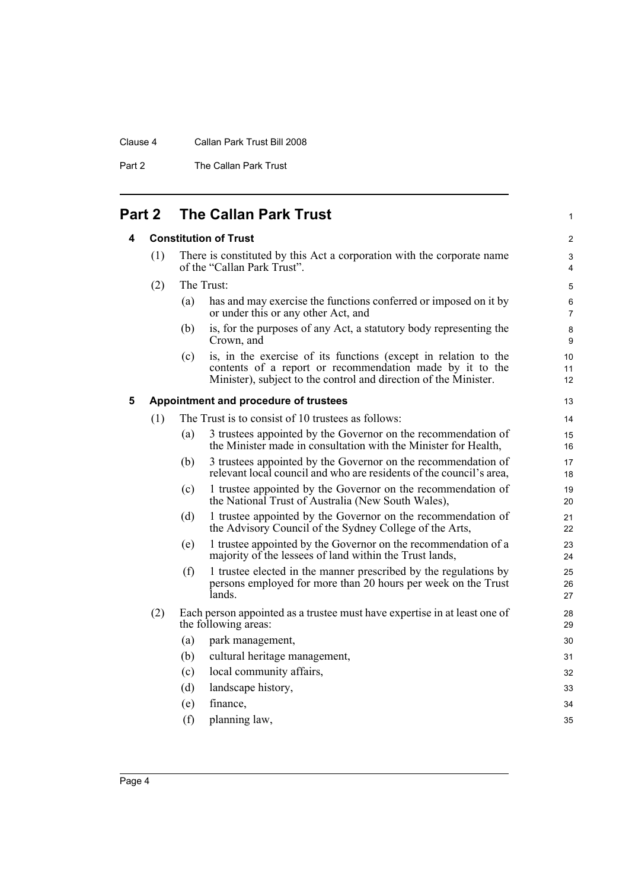## Part 2 The Callan Park Trust

### 4 Constitution of Trust

(1) There is constituted by this Act a corporation with the corporate name of the "Callan Park Trust".

(2) The Trust:

(a) has and may exercise the functions conferred or imposed on it by or under this or any other Act, and

(b) is, for the purposes of any Act, a statutory body representing the Crown, and

(c) is, in the exercise of its functions (except in relation to the contents of a report or recommendation made by it to the Minister), subject to the control and direction of the Minister.

### 5 Appointment and procedure of trustees

(1) The Trust is to consist of 10 trustees as follows:

(a) 3 trustees appointed by the Governor on the recommendation of the Minister made in consultation with the Minister for Health,

(b) 3 trustees appointed by the Governor on the recommendation of relevant local council and who are residents of the council's area,

(c) 1 trustee appointed by the Governor on the recommendation of the National Trust of Australia (New South Wales),

(d) 1 trustee appointed by the Governor on the recommendation of the Advisory Council of the Sydney College of the Arts,

(e) 1 trustee appointed by the Governor on the recommendation of a majority of the lessees of land within the Trust lands,

(f) 1 trustee elected in the manner prescribed by the regulations by persons employed for more than 20 hours per week on the Trust lands.

(2) Each person appointed as a trustee must have expertise in at least one of the following areas:

(a) park management,

(b) cultural heritage management,

(c) local community affairs,

(d) landscape history,

(e) finance,

(f) planning law,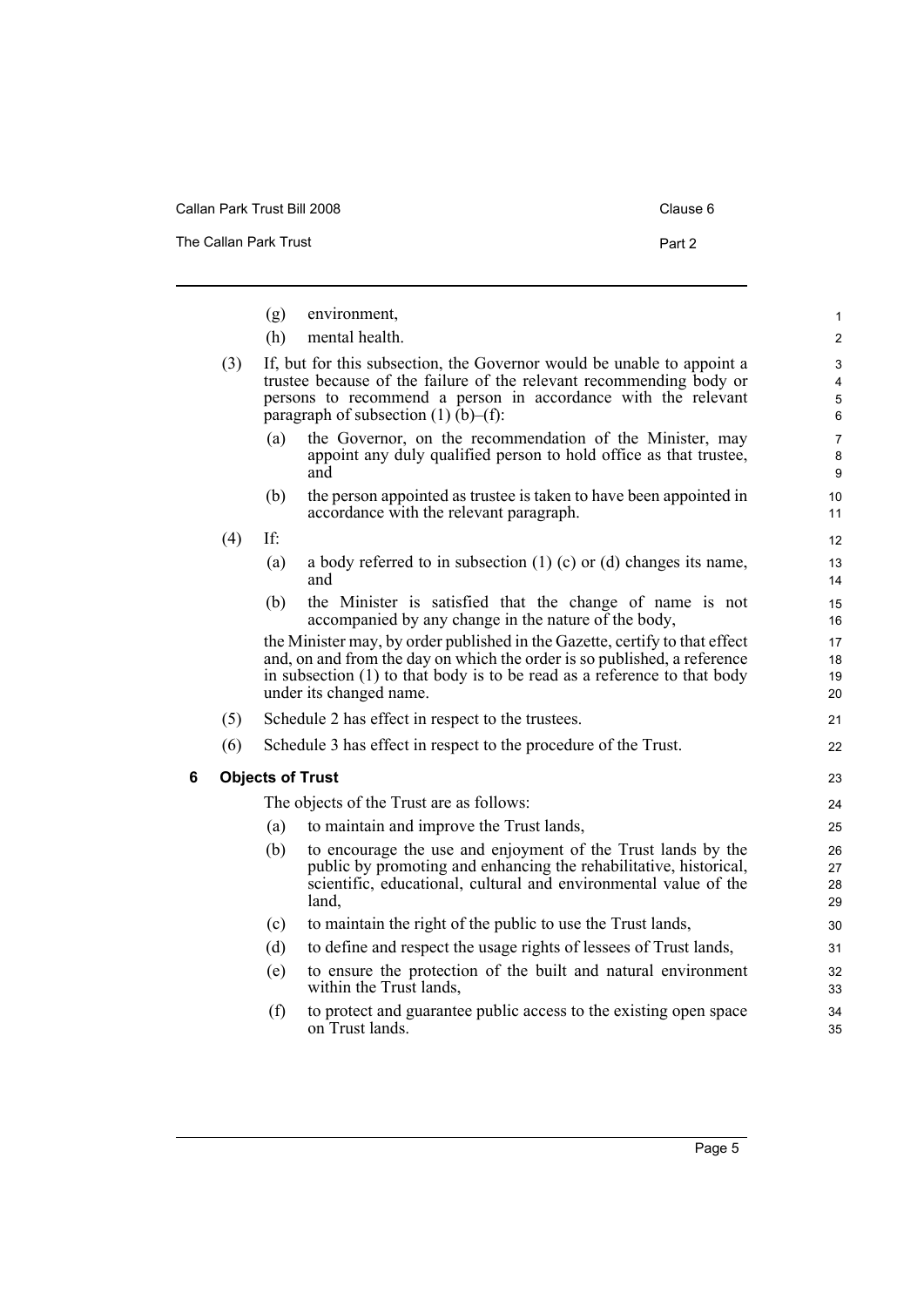(g) environment,

(h) mental health.

(3) If, but for this subsection, the Governor would be unable to appoint a trustee because of the failure of the relevant recommending body or persons to recommend a person in accordance with the relevant paragraph of subsection (1) (b)–(f):

(a) the Governor, on the recommendation of the Minister, may appoint any duly qualified person to hold office as that trustee, and

(b) the person appointed as trustee is taken to have been appointed in accordance with the relevant paragraph.

(4) If:

(a) a body referred to in subsection (1) (c) or (d) changes its name, and

(b) the Minister is satisfied that the change of name is not accompanied by any change in the nature of the body,

the Minister may, by order published in the Gazette, certify to that effect and, on and from the day on which the order is so published, a reference in subsection (1) to that body is to be read as a reference to that body under its changed name.

(5) Schedule 2 has effect in respect to the trustees.

(6) Schedule 3 has effect in respect to the procedure of the Trust.

## 6 Objects of Trust

The objects of the Trust are as follows:

(a) to maintain and improve the Trust lands,

(b) to encourage the use and enjoyment of the Trust lands by the public by promoting and enhancing the rehabilitative, historical, scientific, educational, cultural and environmental value of the land,

(c) to maintain the right of the public to use the Trust lands,

(d) to define and respect the usage rights of lessees of Trust lands,

(e) to ensure the protection of the built and natural environment within the Trust lands,

(f) to protect and guarantee public access to the existing open space on Trust lands.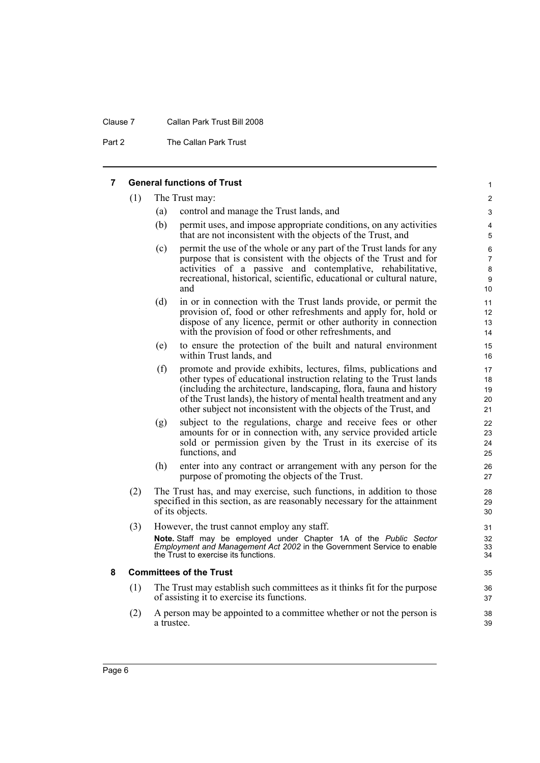## 7 General functions of Trust

(1) The Trust may:

(a) control and manage the Trust lands, and

(b) permit uses, and impose appropriate conditions, on any activities that are not inconsistent with the objects of the Trust, and

(c) permit the use of the whole or any part of the Trust lands for any purpose that is consistent with the objects of the Trust and for activities of a passive and contemplative, rehabilitative, recreational, historical, scientific, educational or cultural nature, and

(d) in or in connection with the Trust lands provide, or permit the provision of, food or other refreshments and apply for, hold or dispose of any licence, permit or other authority in connection with the provision of food or other refreshments, and

(e) to ensure the protection of the built and natural environment within Trust lands, and

(f) promote and provide exhibits, lectures, films, publications and other types of educational instruction relating to the Trust lands (including the architecture, landscaping, flora, fauna and history of the Trust lands), the history of mental health treatment and any other subject not inconsistent with the objects of the Trust, and

(g) subject to the regulations, charge and receive fees or other amounts for or in connection with, any service provided article sold or permission given by the Trust in its exercise of its functions, and

(h) enter into any contract or arrangement with any person for the purpose of promoting the objects of the Trust.

(2) The Trust has, and may exercise, such functions, in addition to those specified in this section, as are reasonably necessary for the attainment of its objects.

(3) However, the trust cannot employ any staff.

**Note.** Staff may be employed under Chapter 1A of the *Public Sector Employment and Management Act 2002* in the Government Service to enable the Trust to exercise its functions.

## 8 Committees of the Trust

(1) The Trust may establish such committees as it thinks fit for the purpose of assisting it to exercise its functions.

(2) A person may be appointed to a committee whether or not the person is a trustee.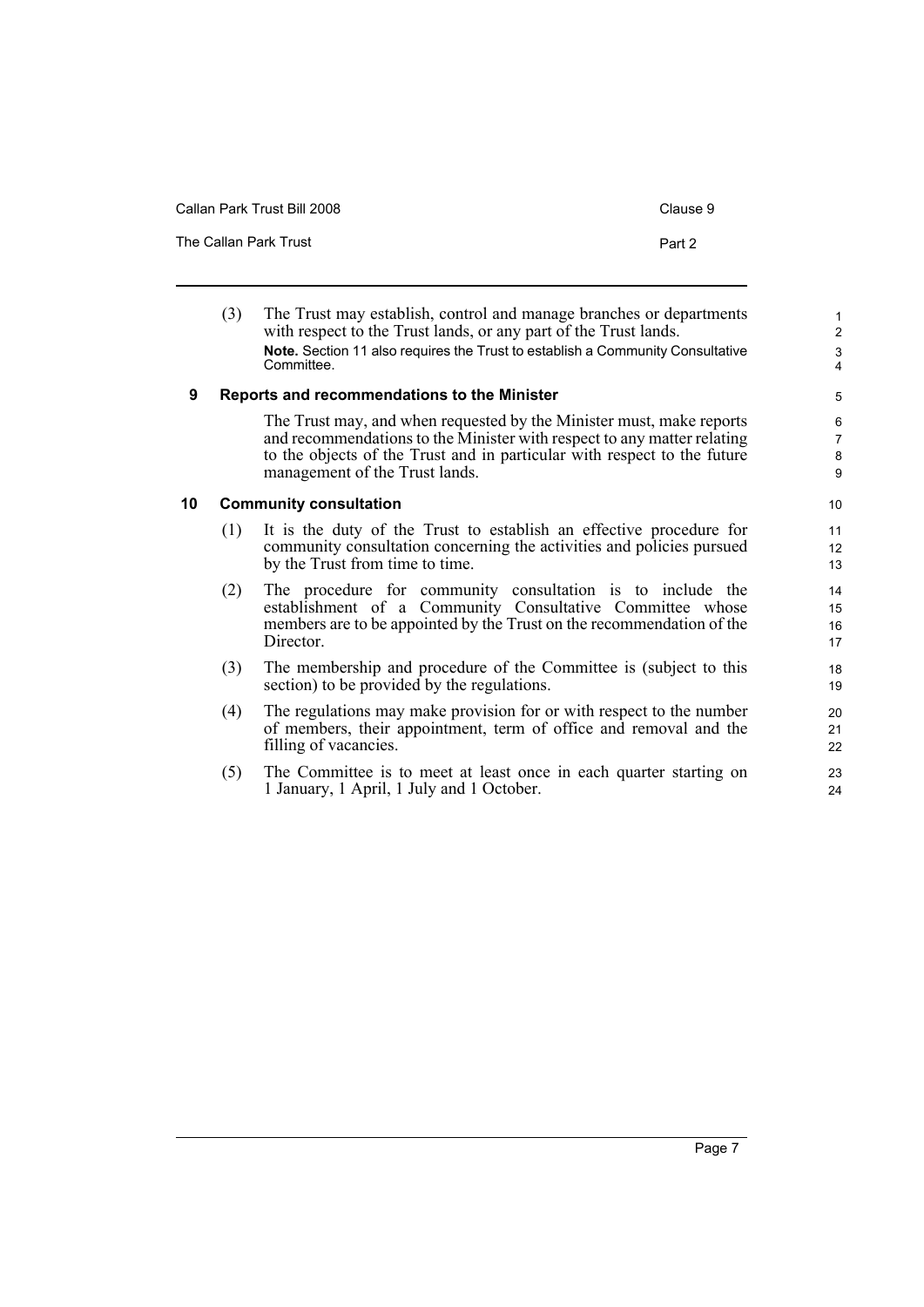(3) The Trust may establish, control and manage branches or departments with respect to the Trust lands, or any part of the Trust lands.

**Note.** Section 11 also requires the Trust to establish a Community Consultative Committee.

### 9 Reports and recommendations to the Minister

The Trust may, and when requested by the Minister must, make reports and recommendations to the Minister with respect to any matter relating to the objects of the Trust and in particular with respect to the future management of the Trust lands.

### 10 Community consultation

(1) It is the duty of the Trust to establish an effective procedure for community consultation concerning the activities and policies pursued by the Trust from time to time.

(2) The procedure for community consultation is to include the establishment of a Community Consultative Committee whose members are to be appointed by the Trust on the recommendation of the Director.

(3) The membership and procedure of the Committee is (subject to this section) to be provided by the regulations.

(4) The regulations may make provision for or with respect to the number of members, their appointment, term of office and removal and the filling of vacancies.

(5) The Committee is to meet at least once in each quarter starting on 1 January, 1 April, 1 July and 1 October.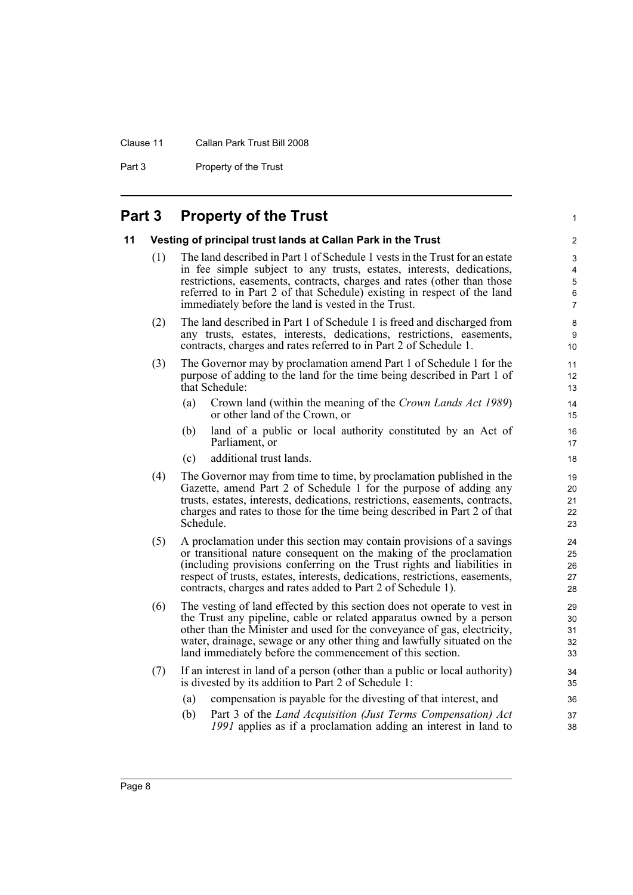## Part 3 Property of the Trust

### 11 Vesting of principal trust lands at Callan Park in the Trust

(1) The land described in Part 1 of Schedule 1 vests in the Trust for an estate in fee simple subject to any trusts, estates, interests, dedications, restrictions, easements, contracts, charges and rates (other than those referred to in Part 2 of that Schedule) existing in respect of the land immediately before the land is vested in the Trust.

(2) The land described in Part 1 of Schedule 1 is freed and discharged from any trusts, estates, interests, dedications, restrictions, easements, contracts, charges and rates referred to in Part 2 of Schedule 1.

(3) The Governor may by proclamation amend Part 1 of Schedule 1 for the purpose of adding to the land for the time being described in Part 1 of that Schedule:

- (a) Crown land (within the meaning of the *Crown Lands Act 1989*) or other land of the Crown, or
- (b) land of a public or local authority constituted by an Act of Parliament, or
- (c) additional trust lands.

(4) The Governor may from time to time, by proclamation published in the Gazette, amend Part 2 of Schedule 1 for the purpose of adding any trusts, estates, interests, dedications, restrictions, easements, contracts, charges and rates to those for the time being described in Part 2 of that Schedule.

(5) A proclamation under this section may contain provisions of a savings or transitional nature consequent on the making of the proclamation (including provisions conferring on the Trust rights and liabilities in respect of trusts, estates, interests, dedications, restrictions, easements, contracts, charges and rates added to Part 2 of Schedule 1).

(6) The vesting of land effected by this section does not operate to vest in the Trust any pipeline, cable or related apparatus owned by a person other than the Minister and used for the conveyance of gas, electricity, water, drainage, sewage or any other thing and lawfully situated on the land immediately before the commencement of this section.

(7) If an interest in land of a person (other than a public or local authority) is divested by its addition to Part 2 of Schedule 1:

- (a) compensation is payable for the divesting of that interest, and
- (b) Part 3 of the *Land Acquisition (Just Terms Compensation) Act 1991* applies as if a proclamation adding an interest in land to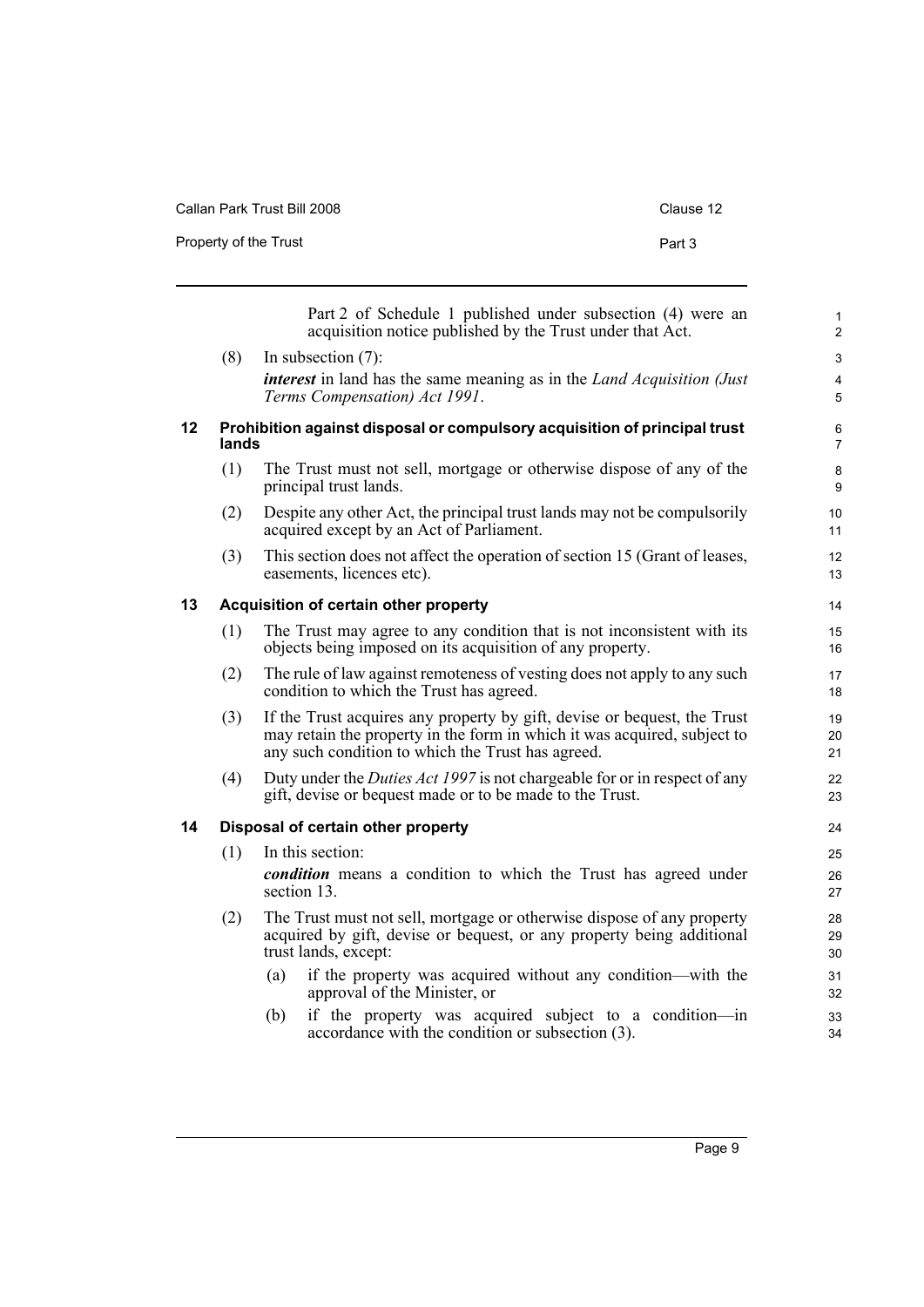Part 2 of Schedule 1 published under subsection (4) were an acquisition notice published by the Trust under that Act.

(8) In subsection (7):

***interest*** in land has the same meaning as in the *Land Acquisition (Just Terms Compensation) Act 1991*.

### 12 Prohibition against disposal or compulsory acquisition of principal trust lands

(1) The Trust must not sell, mortgage or otherwise dispose of any of the principal trust lands.

(2) Despite any other Act, the principal trust lands may not be compulsorily acquired except by an Act of Parliament.

(3) This section does not affect the operation of section 15 (Grant of leases, easements, licences etc).

### 13 Acquisition of certain other property

(1) The Trust may agree to any condition that is not inconsistent with its objects being imposed on its acquisition of any property.

(2) The rule of law against remoteness of vesting does not apply to any such condition to which the Trust has agreed.

(3) If the Trust acquires any property by gift, devise or bequest, the Trust may retain the property in the form in which it was acquired, subject to any such condition to which the Trust has agreed.

(4) Duty under the *Duties Act 1997* is not chargeable for or in respect of any gift, devise or bequest made or to be made to the Trust.

### 14 Disposal of certain other property

(1) In this section:

***condition*** means a condition to which the Trust has agreed under section 13.

(2) The Trust must not sell, mortgage or otherwise dispose of any property acquired by gift, devise or bequest, or any property being additional trust lands, except:

(a) if the property was acquired without any condition—with the approval of the Minister, or

(b) if the property was acquired subject to a condition—in accordance with the condition or subsection (3).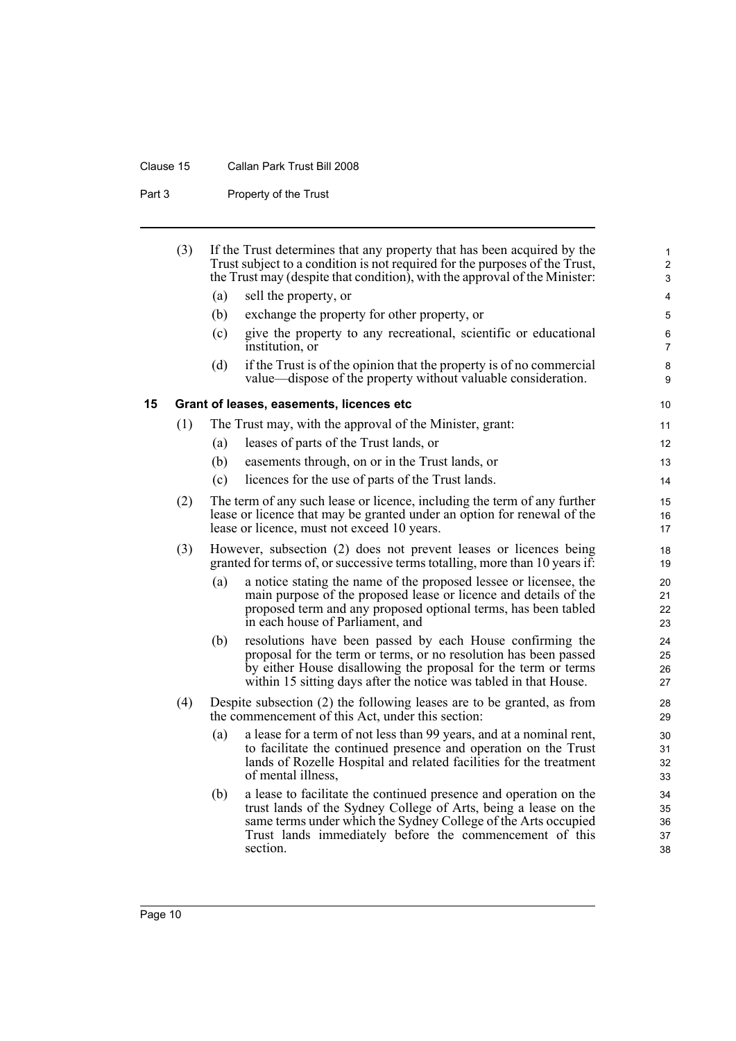(3) If the Trust determines that any property that has been acquired by the Trust subject to a condition is not required for the purposes of the Trust, the Trust may (despite that condition), with the approval of the Minister:

- (a) sell the property, or
- (b) exchange the property for other property, or
- (c) give the property to any recreational, scientific or educational institution, or
- (d) if the Trust is of the opinion that the property is of no commercial value—dispose of the property without valuable consideration.

## 15 Grant of leases, easements, licences etc

(1) The Trust may, with the approval of the Minister, grant:

- (a) leases of parts of the Trust lands, or
- (b) easements through, on or in the Trust lands, or
- (c) licences for the use of parts of the Trust lands.

(2) The term of any such lease or licence, including the term of any further lease or licence that may be granted under an option for renewal of the lease or licence, must not exceed 10 years.

(3) However, subsection (2) does not prevent leases or licences being granted for terms of, or successive terms totalling, more than 10 years if:

- (a) a notice stating the name of the proposed lessee or licensee, the main purpose of the proposed lease or licence and details of the proposed term and any proposed optional terms, has been tabled in each house of Parliament, and
- (b) resolutions have been passed by each House confirming the proposal for the term or terms, or no resolution has been passed by either House disallowing the proposal for the term or terms within 15 sitting days after the notice was tabled in that House.

(4) Despite subsection (2) the following leases are to be granted, as from the commencement of this Act, under this section:

- (a) a lease for a term of not less than 99 years, and at a nominal rent, to facilitate the continued presence and operation on the Trust lands of Rozelle Hospital and related facilities for the treatment of mental illness,
- (b) a lease to facilitate the continued presence and operation on the trust lands of the Sydney College of Arts, being a lease on the same terms under which the Sydney College of the Arts occupied Trust lands immediately before the commencement of this section.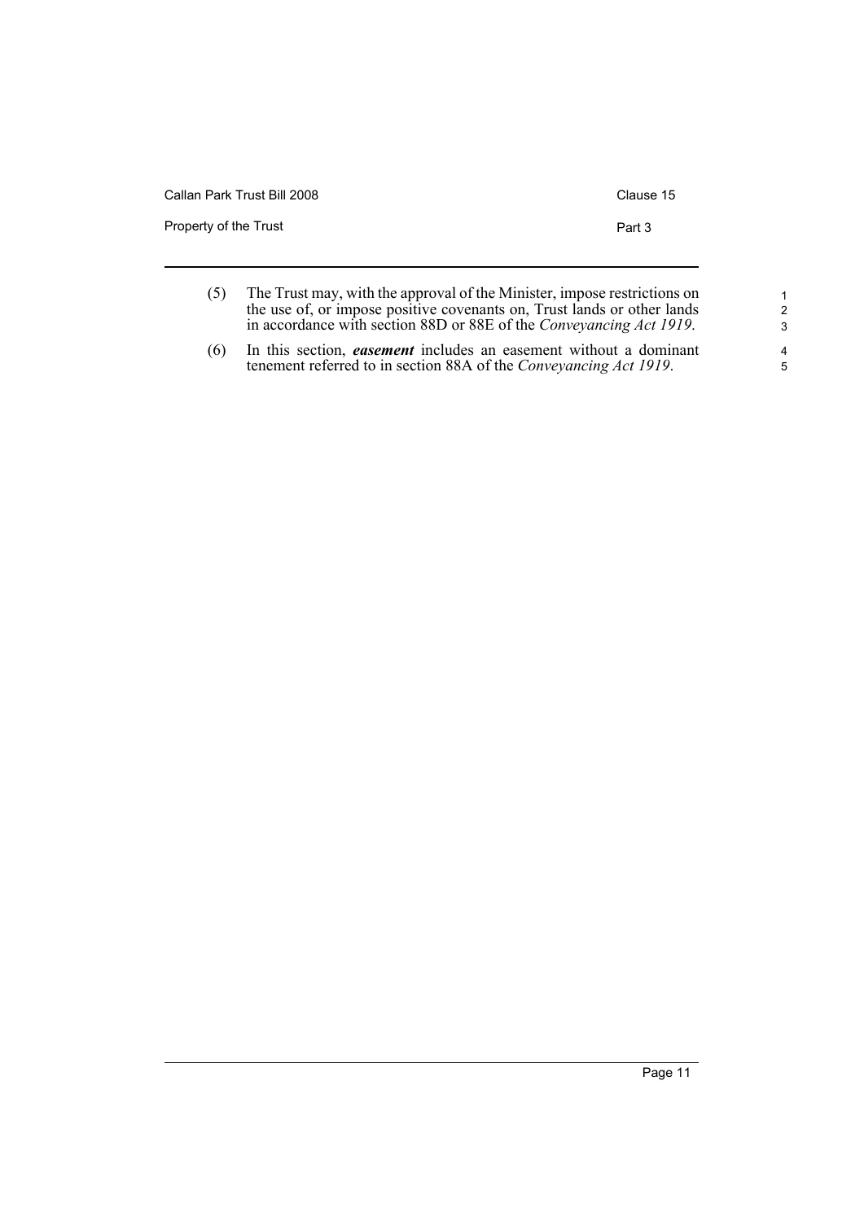(5) The Trust may, with the approval of the Minister, impose restrictions on the use of, or impose positive covenants on, Trust lands or other lands in accordance with section 88D or 88E of the *Conveyancing Act 1919*.

(6) In this section, ***easement*** includes an easement without a dominant tenement referred to in section 88A of the *Conveyancing Act 1919*.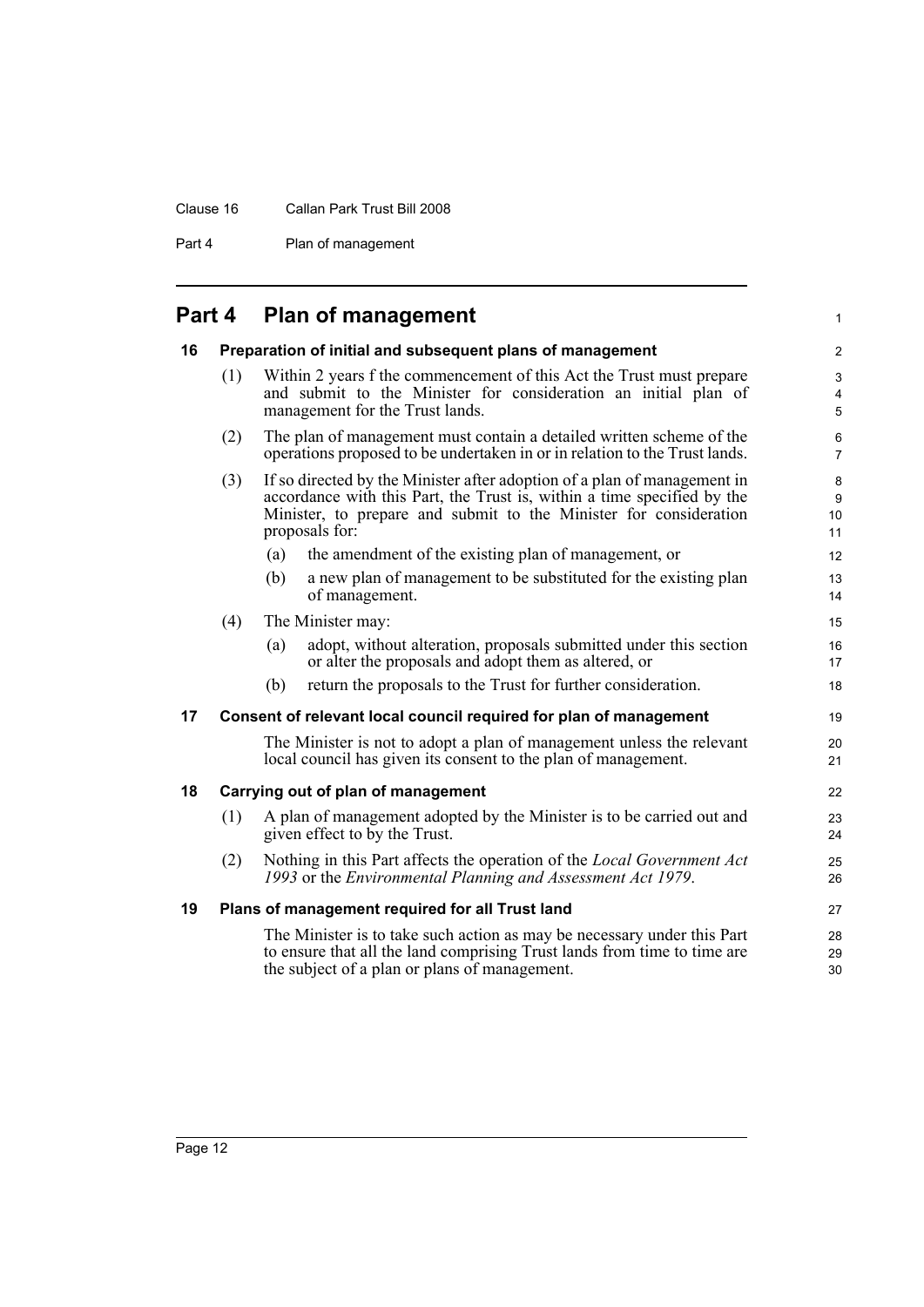# Part 4 Plan of management

## 16 Preparation of initial and subsequent plans of management

(1) Within 2 years f the commencement of this Act the Trust must prepare and submit to the Minister for consideration an initial plan of management for the Trust lands.

(2) The plan of management must contain a detailed written scheme of the operations proposed to be undertaken in or in relation to the Trust lands.

(3) If so directed by the Minister after adoption of a plan of management in accordance with this Part, the Trust is, within a time specified by the Minister, to prepare and submit to the Minister for consideration proposals for:

- (a) the amendment of the existing plan of management, or
- (b) a new plan of management to be substituted for the existing plan of management.

(4) The Minister may:

- (a) adopt, without alteration, proposals submitted under this section or alter the proposals and adopt them as altered, or
- (b) return the proposals to the Trust for further consideration.

## 17 Consent of relevant local council required for plan of management

The Minister is not to adopt a plan of management unless the relevant local council has given its consent to the plan of management.

## 18 Carrying out of plan of management

(1) A plan of management adopted by the Minister is to be carried out and given effect to by the Trust.

(2) Nothing in this Part affects the operation of the *Local Government Act 1993* or the *Environmental Planning and Assessment Act 1979*.

## 19 Plans of management required for all Trust land

The Minister is to take such action as may be necessary under this Part to ensure that all the land comprising Trust lands from time to time are the subject of a plan or plans of management.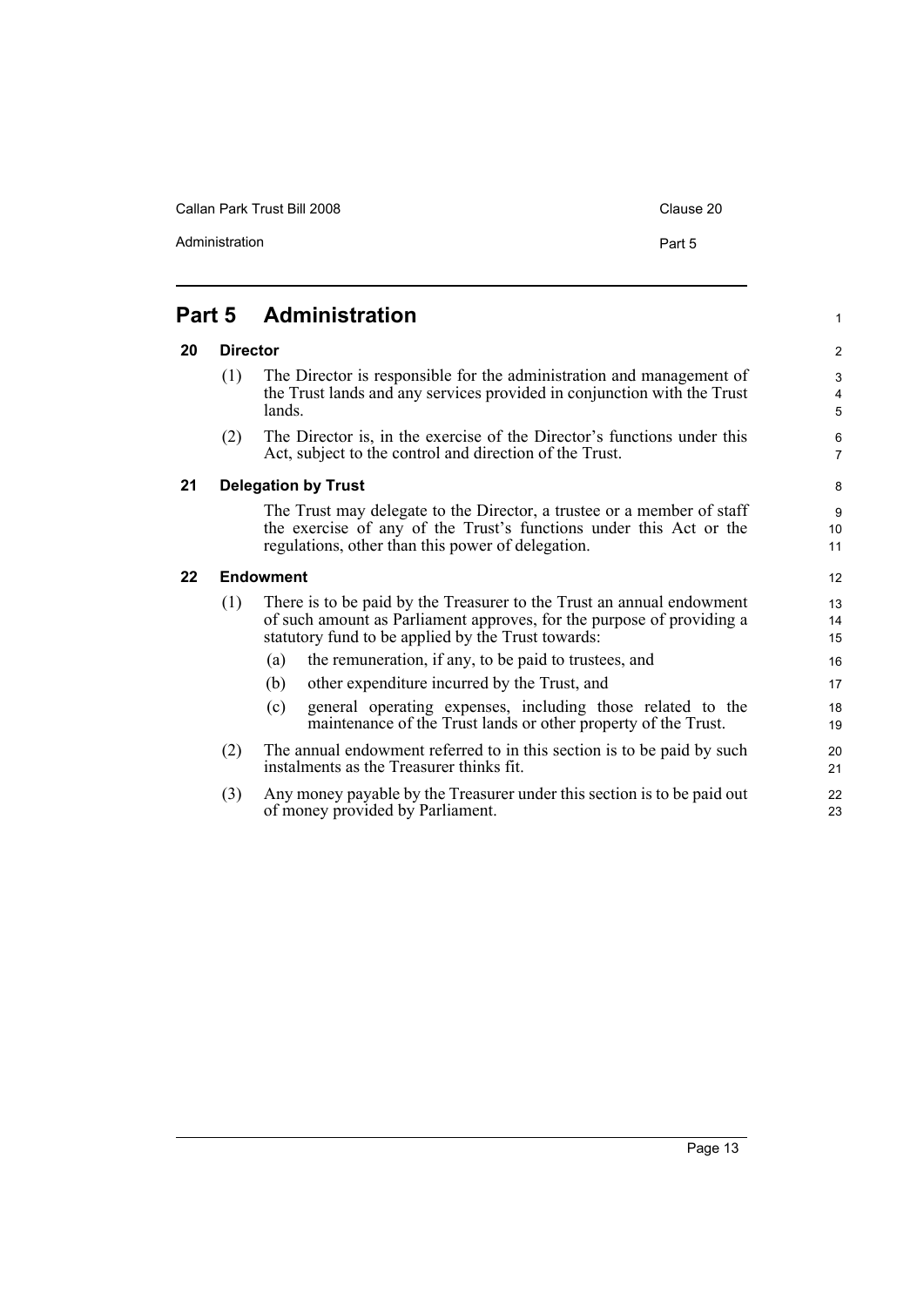# Part 5 Administration

## 20 Director

(1) The Director is responsible for the administration and management of the Trust lands and any services provided in conjunction with the Trust lands.

(2) The Director is, in the exercise of the Director's functions under this Act, subject to the control and direction of the Trust.

## 21 Delegation by Trust

The Trust may delegate to the Director, a trustee or a member of staff the exercise of any of the Trust's functions under this Act or the regulations, other than this power of delegation.

## 22 Endowment

(1) There is to be paid by the Treasurer to the Trust an annual endowment of such amount as Parliament approves, for the purpose of providing a statutory fund to be applied by the Trust towards:

- (a) the remuneration, if any, to be paid to trustees, and
- (b) other expenditure incurred by the Trust, and
- (c) general operating expenses, including those related to the maintenance of the Trust lands or other property of the Trust.

(2) The annual endowment referred to in this section is to be paid by such instalments as the Treasurer thinks fit.

(3) Any money payable by the Treasurer under this section is to be paid out of money provided by Parliament.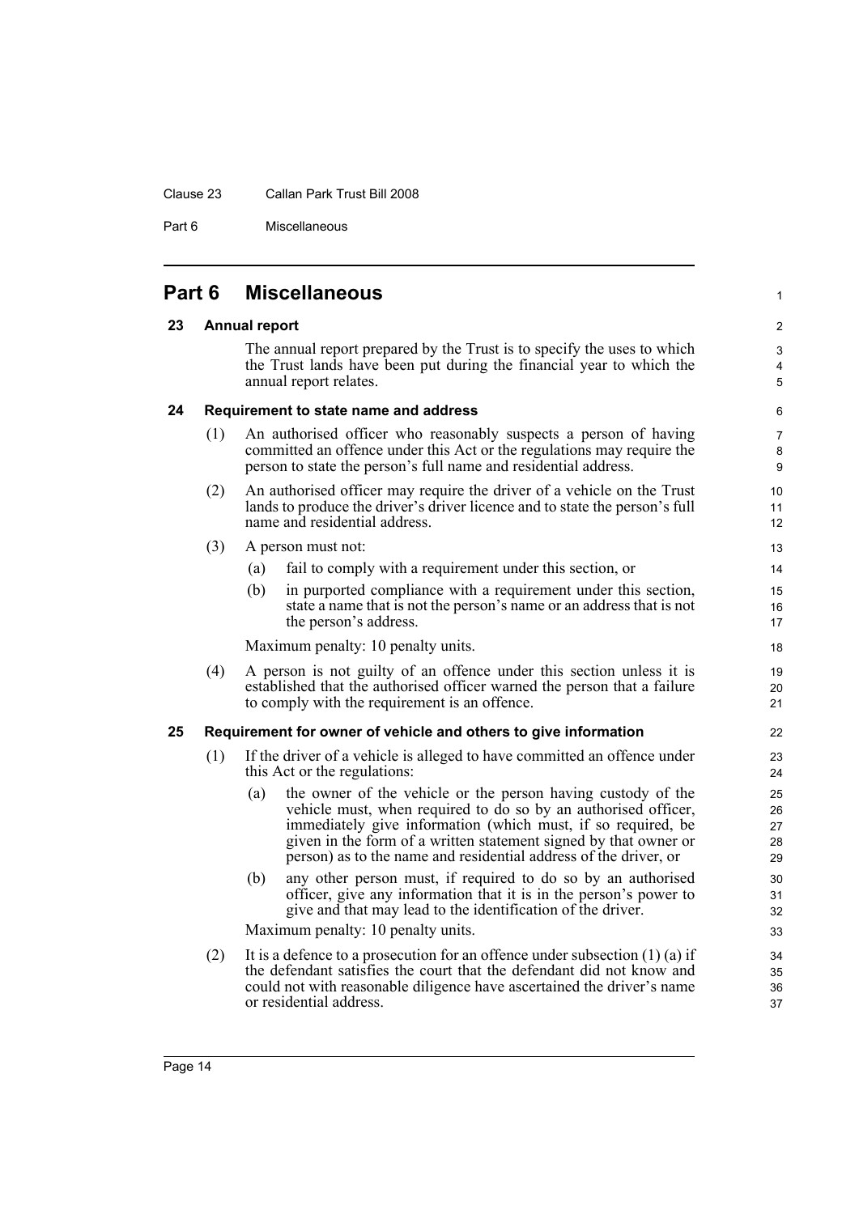## Part 6 Miscellaneous

### 23 Annual report

The annual report prepared by the Trust is to specify the uses to which the Trust lands have been put during the financial year to which the annual report relates.

### 24 Requirement to state name and address

(1) An authorised officer who reasonably suspects a person of having committed an offence under this Act or the regulations may require the person to state the person's full name and residential address.

(2) An authorised officer may require the driver of a vehicle on the Trust lands to produce the driver's driver licence and to state the person's full name and residential address.

(3) A person must not:

- (a) fail to comply with a requirement under this section, or
- (b) in purported compliance with a requirement under this section, state a name that is not the person's name or an address that is not the person's address.

Maximum penalty: 10 penalty units.

(4) A person is not guilty of an offence under this section unless it is established that the authorised officer warned the person that a failure to comply with the requirement is an offence.

### 25 Requirement for owner of vehicle and others to give information

(1) If the driver of a vehicle is alleged to have committed an offence under this Act or the regulations:

- (a) the owner of the vehicle or the person having custody of the vehicle must, when required to do so by an authorised officer, immediately give information (which must, if so required, be given in the form of a written statement signed by that owner or person) as to the name and residential address of the driver, or
- (b) any other person must, if required to do so by an authorised officer, give any information that it is in the person's power to give and that may lead to the identification of the driver.

Maximum penalty: 10 penalty units.

(2) It is a defence to a prosecution for an offence under subsection (1) (a) if the defendant satisfies the court that the defendant did not know and could not with reasonable diligence have ascertained the driver's name or residential address.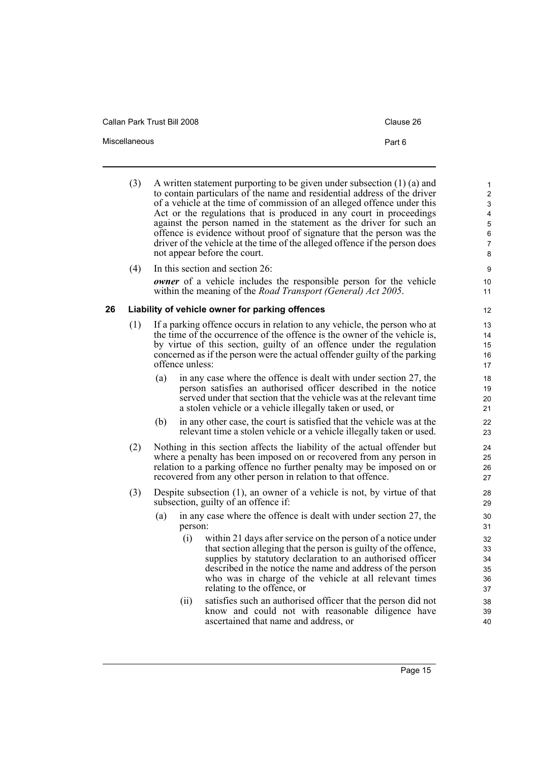(3) A written statement purporting to be given under subsection (1) (a) and to contain particulars of the name and residential address of the driver of a vehicle at the time of commission of an alleged offence under this Act or the regulations that is produced in any court in proceedings against the person named in the statement as the driver for such an offence is evidence without proof of signature that the person was the driver of the vehicle at the time of the alleged offence if the person does not appear before the court.

(4) In this section and section 26:

***owner*** of a vehicle includes the responsible person for the vehicle within the meaning of the *Road Transport (General) Act 2005*.

### 26 Liability of vehicle owner for parking offences

(1) If a parking offence occurs in relation to any vehicle, the person who at the time of the occurrence of the offence is the owner of the vehicle is, by virtue of this section, guilty of an offence under the regulation concerned as if the person were the actual offender guilty of the parking offence unless:

- (a) in any case where the offence is dealt with under section 27, the person satisfies an authorised officer described in the notice served under that section that the vehicle was at the relevant time a stolen vehicle or a vehicle illegally taken or used, or
- (b) in any other case, the court is satisfied that the vehicle was at the relevant time a stolen vehicle or a vehicle illegally taken or used.

(2) Nothing in this section affects the liability of the actual offender but where a penalty has been imposed on or recovered from any person in relation to a parking offence no further penalty may be imposed on or recovered from any other person in relation to that offence.

(3) Despite subsection (1), an owner of a vehicle is not, by virtue of that subsection, guilty of an offence if:

- (a) in any case where the offence is dealt with under section 27, the person:
  - (i) within 21 days after service on the person of a notice under that section alleging that the person is guilty of the offence, supplies by statutory declaration to an authorised officer described in the notice the name and address of the person who was in charge of the vehicle at all relevant times relating to the offence, or
  - (ii) satisfies such an authorised officer that the person did not know and could not with reasonable diligence have ascertained that name and address, or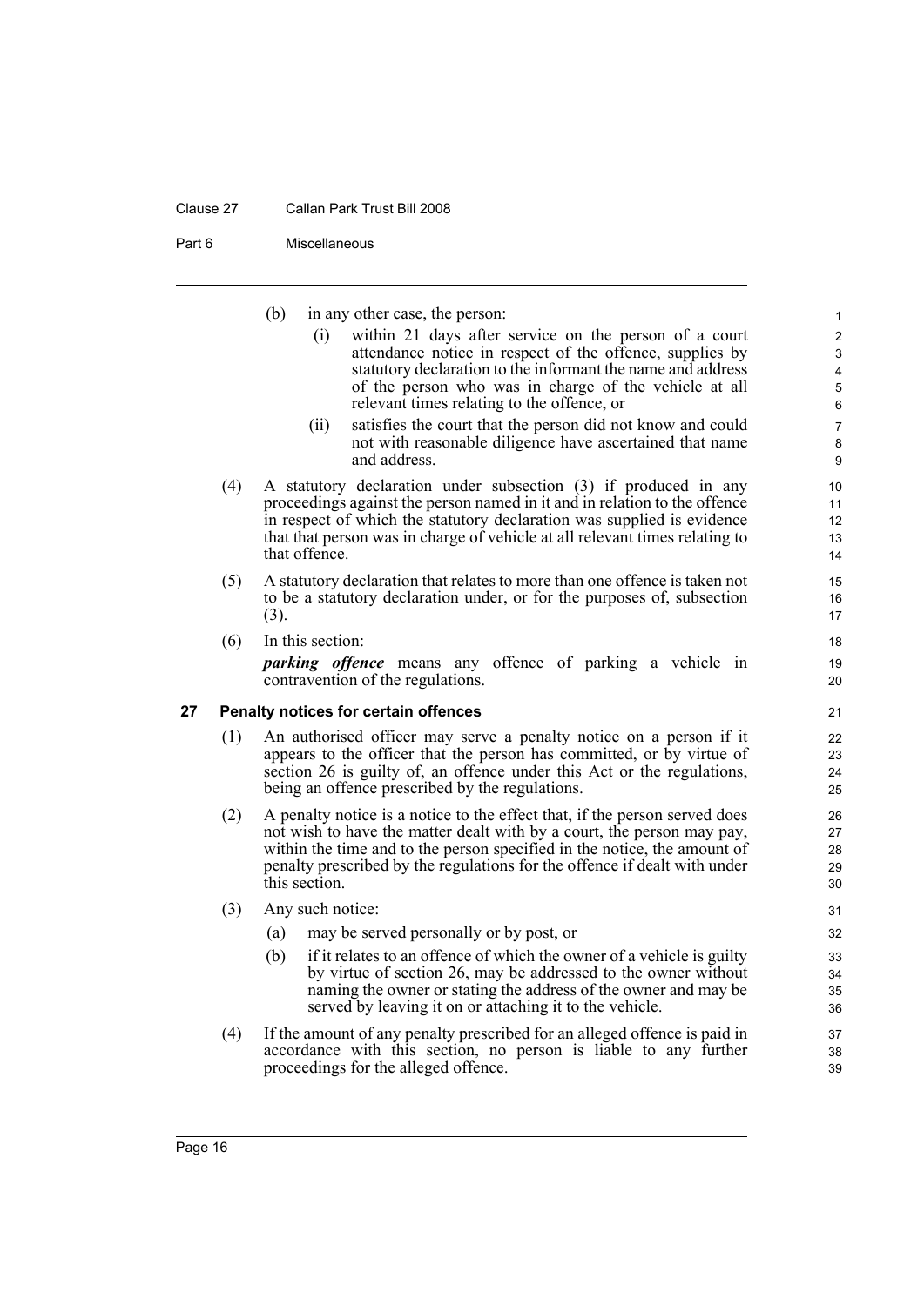(b) in any other case, the person:

(i) within 21 days after service on the person of a court attendance notice in respect of the offence, supplies by statutory declaration to the informant the name and address of the person who was in charge of the vehicle at all relevant times relating to the offence, or

(ii) satisfies the court that the person did not know and could not with reasonable diligence have ascertained that name and address.

(4) A statutory declaration under subsection (3) if produced in any proceedings against the person named in it and in relation to the offence in respect of which the statutory declaration was supplied is evidence that that person was in charge of vehicle at all relevant times relating to that offence.

(5) A statutory declaration that relates to more than one offence is taken not to be a statutory declaration under, or for the purposes of, subsection (3).

(6) In this section:

***parking offence*** means any offence of parking a vehicle in contravention of the regulations.

## 27 Penalty notices for certain offences

(1) An authorised officer may serve a penalty notice on a person if it appears to the officer that the person has committed, or by virtue of section 26 is guilty of, an offence under this Act or the regulations, being an offence prescribed by the regulations.

(2) A penalty notice is a notice to the effect that, if the person served does not wish to have the matter dealt with by a court, the person may pay, within the time and to the person specified in the notice, the amount of penalty prescribed by the regulations for the offence if dealt with under this section.

(3) Any such notice:

(a) may be served personally or by post, or

(b) if it relates to an offence of which the owner of a vehicle is guilty by virtue of section 26, may be addressed to the owner without naming the owner or stating the address of the owner and may be served by leaving it on or attaching it to the vehicle.

(4) If the amount of any penalty prescribed for an alleged offence is paid in accordance with this section, no person is liable to any further proceedings for the alleged offence.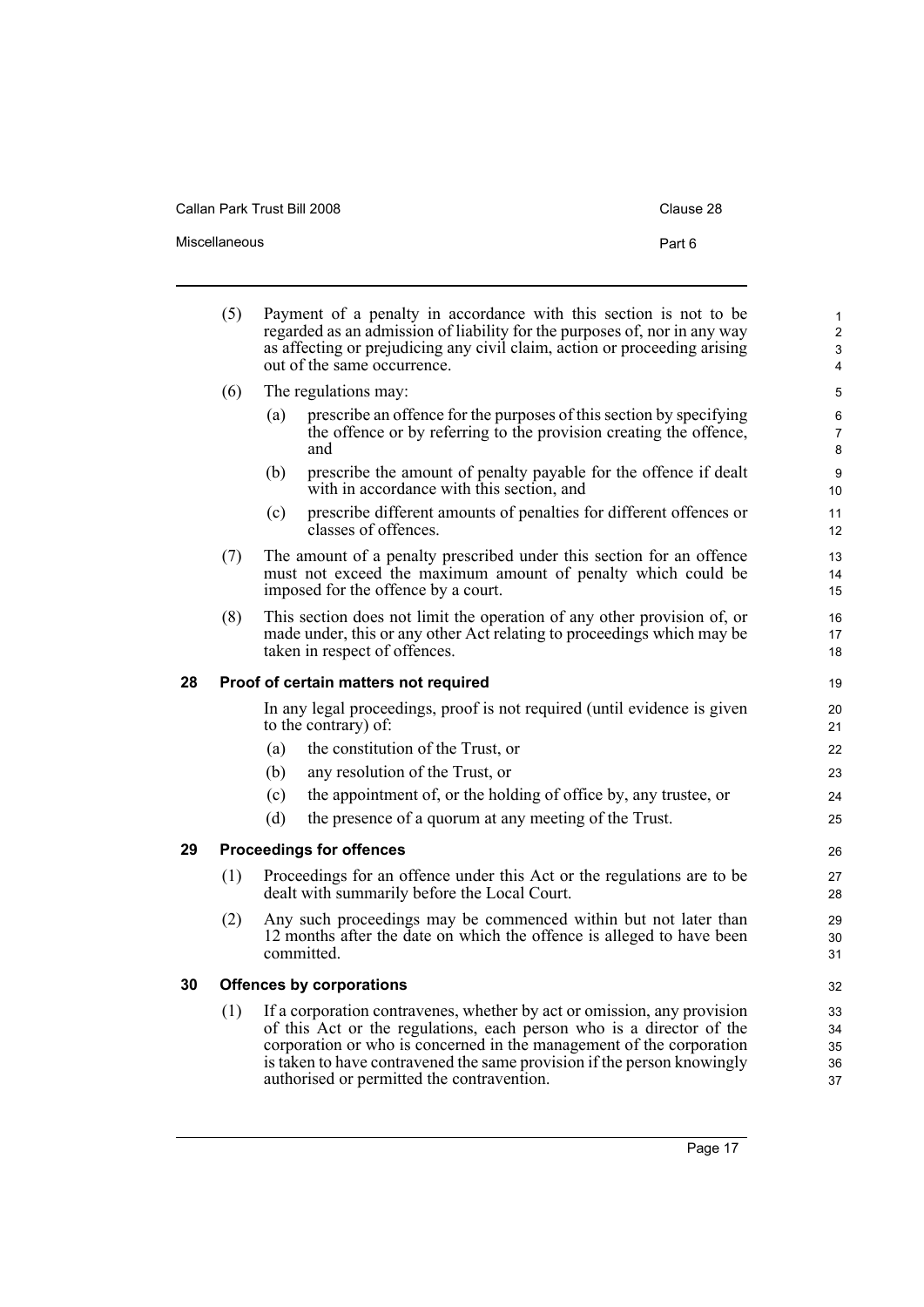(5) Payment of a penalty in accordance with this section is not to be regarded as an admission of liability for the purposes of, nor in any way as affecting or prejudicing any civil claim, action or proceeding arising out of the same occurrence.

(6) The regulations may:

- (a) prescribe an offence for the purposes of this section by specifying the offence or by referring to the provision creating the offence, and
- (b) prescribe the amount of penalty payable for the offence if dealt with in accordance with this section, and
- (c) prescribe different amounts of penalties for different offences or classes of offences.

(7) The amount of a penalty prescribed under this section for an offence must not exceed the maximum amount of penalty which could be imposed for the offence by a court.

(8) This section does not limit the operation of any other provision of, or made under, this or any other Act relating to proceedings which may be taken in respect of offences.

## 28 Proof of certain matters not required

In any legal proceedings, proof is not required (until evidence is given to the contrary) of:

- (a) the constitution of the Trust, or
- (b) any resolution of the Trust, or
- (c) the appointment of, or the holding of office by, any trustee, or
- (d) the presence of a quorum at any meeting of the Trust.

## 29 Proceedings for offences

(1) Proceedings for an offence under this Act or the regulations are to be dealt with summarily before the Local Court.

(2) Any such proceedings may be commenced within but not later than 12 months after the date on which the offence is alleged to have been committed.

## 30 Offences by corporations

(1) If a corporation contravenes, whether by act or omission, any provision of this Act or the regulations, each person who is a director of the corporation or who is concerned in the management of the corporation is taken to have contravened the same provision if the person knowingly authorised or permitted the contravention.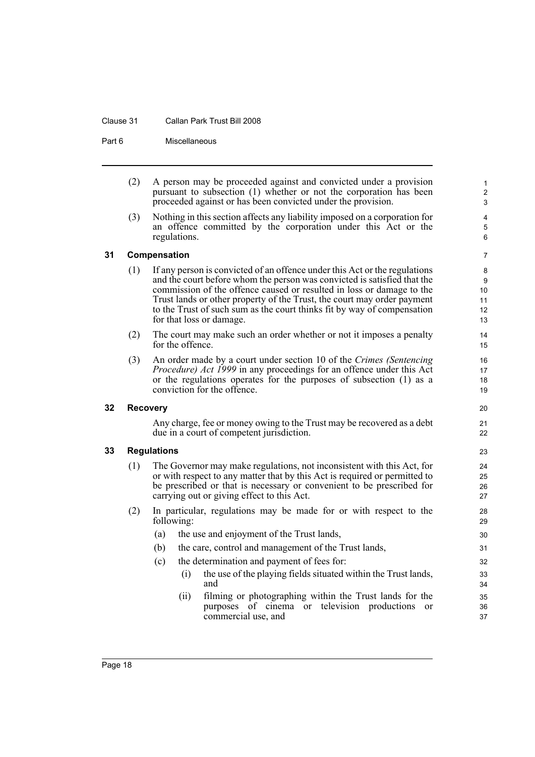(2) A person may be proceeded against and convicted under a provision pursuant to subsection (1) whether or not the corporation has been proceeded against or has been convicted under the provision.

(3) Nothing in this section affects any liability imposed on a corporation for an offence committed by the corporation under this Act or the regulations.

### 31 Compensation

(1) If any person is convicted of an offence under this Act or the regulations and the court before whom the person was convicted is satisfied that the commission of the offence caused or resulted in loss or damage to the Trust lands or other property of the Trust, the court may order payment to the Trust of such sum as the court thinks fit by way of compensation for that loss or damage.

(2) The court may make such an order whether or not it imposes a penalty for the offence.

(3) An order made by a court under section 10 of the *Crimes (Sentencing Procedure) Act 1999* in any proceedings for an offence under this Act or the regulations operates for the purposes of subsection (1) as a conviction for the offence.

### 32 Recovery

Any charge, fee or money owing to the Trust may be recovered as a debt due in a court of competent jurisdiction.

### 33 Regulations

(1) The Governor may make regulations, not inconsistent with this Act, for or with respect to any matter that by this Act is required or permitted to be prescribed or that is necessary or convenient to be prescribed for carrying out or giving effect to this Act.

(2) In particular, regulations may be made for or with respect to the following:

- (a) the use and enjoyment of the Trust lands,
- (b) the care, control and management of the Trust lands,
- (c) the determination and payment of fees for:
  - (i) the use of the playing fields situated within the Trust lands, and
  - (ii) filming or photographing within the Trust lands for the purposes of cinema or television productions or commercial use, and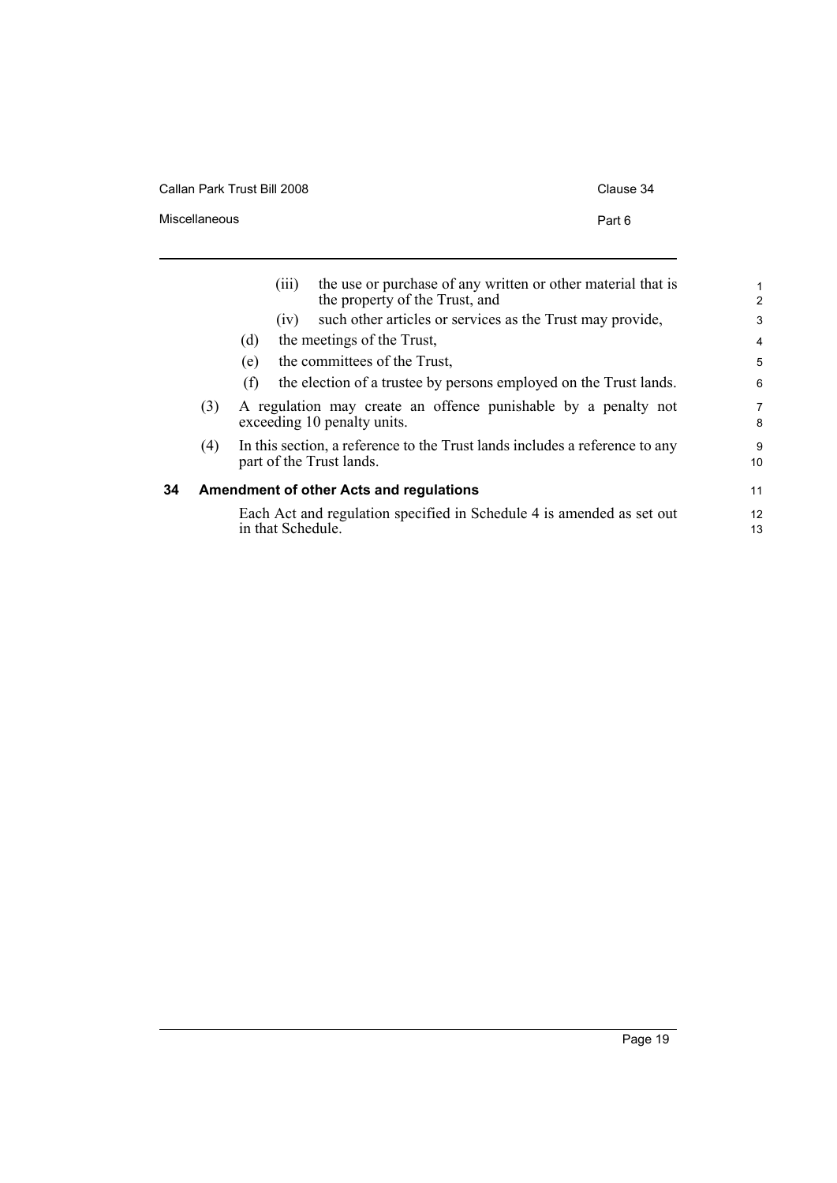(iii) the use or purchase of any written or other material that is the property of the Trust, and

(iv) such other articles or services as the Trust may provide,

(d) the meetings of the Trust,

(e) the committees of the Trust,

(f) the election of a trustee by persons employed on the Trust lands.

(3) A regulation may create an offence punishable by a penalty not exceeding 10 penalty units.

(4) In this section, a reference to the Trust lands includes a reference to any part of the Trust lands.

### 34 Amendment of other Acts and regulations

Each Act and regulation specified in Schedule 4 is amended as set out in that Schedule.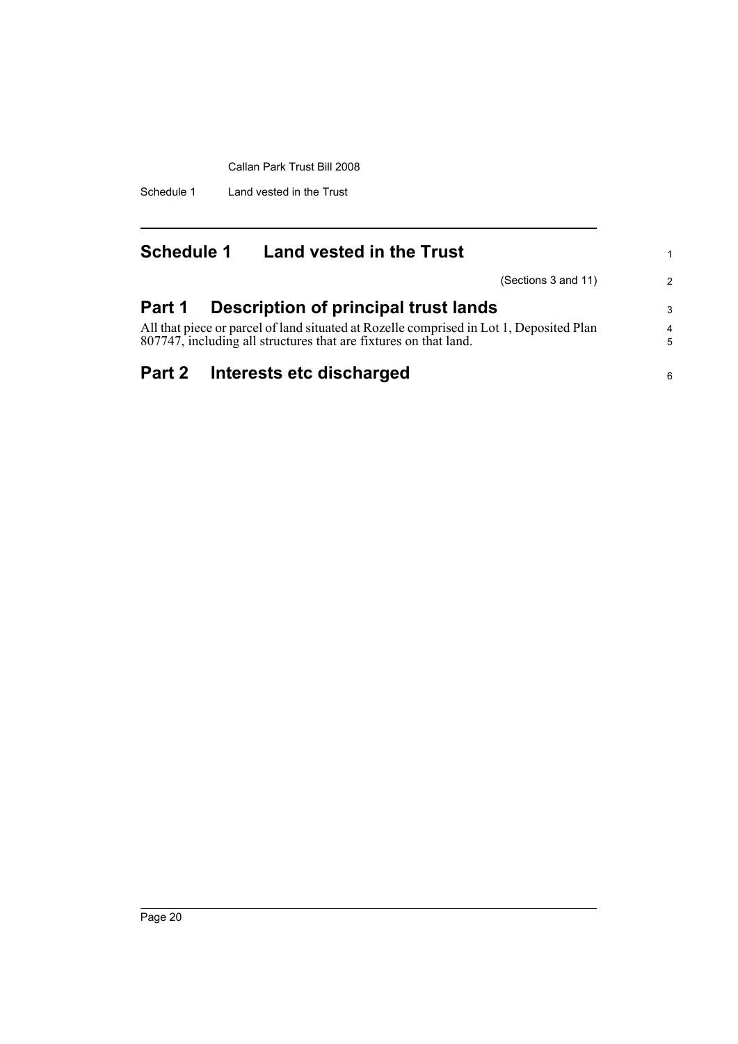# Schedule 1 Land vested in the Trust

(Sections 3 and 11)

## Part 1 Description of principal trust lands

All that piece or parcel of land situated at Rozelle comprised in Lot 1, Deposited Plan 807747, including all structures that are fixtures on that land.

## Part 2 Interests etc discharged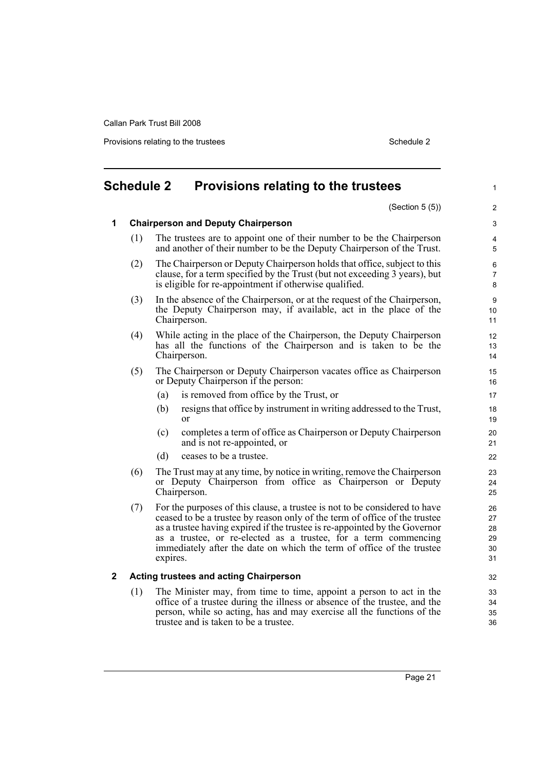# Schedule 2 Provisions relating to the trustees

(Section 5 (5))

## 1 Chairperson and Deputy Chairperson

(1) The trustees are to appoint one of their number to be the Chairperson and another of their number to be the Deputy Chairperson of the Trust.

(2) The Chairperson or Deputy Chairperson holds that office, subject to this clause, for a term specified by the Trust (but not exceeding 3 years), but is eligible for re-appointment if otherwise qualified.

(3) In the absence of the Chairperson, or at the request of the Chairperson, the Deputy Chairperson may, if available, act in the place of the Chairperson.

(4) While acting in the place of the Chairperson, the Deputy Chairperson has all the functions of the Chairperson and is taken to be the Chairperson.

(5) The Chairperson or Deputy Chairperson vacates office as Chairperson or Deputy Chairperson if the person:

- (a) is removed from office by the Trust, or
- (b) resigns that office by instrument in writing addressed to the Trust, or
- (c) completes a term of office as Chairperson or Deputy Chairperson and is not re-appointed, or
- (d) ceases to be a trustee.

(6) The Trust may at any time, by notice in writing, remove the Chairperson or Deputy Chairperson from office as Chairperson or Deputy Chairperson.

(7) For the purposes of this clause, a trustee is not to be considered to have ceased to be a trustee by reason only of the term of office of the trustee as a trustee having expired if the trustee is re-appointed by the Governor as a trustee, or re-elected as a trustee, for a term commencing immediately after the date on which the term of office of the trustee expires.

## 2 Acting trustees and acting Chairperson

(1) The Minister may, from time to time, appoint a person to act in the office of a trustee during the illness or absence of the trustee, and the person, while so acting, has and may exercise all the functions of the trustee and is taken to be a trustee.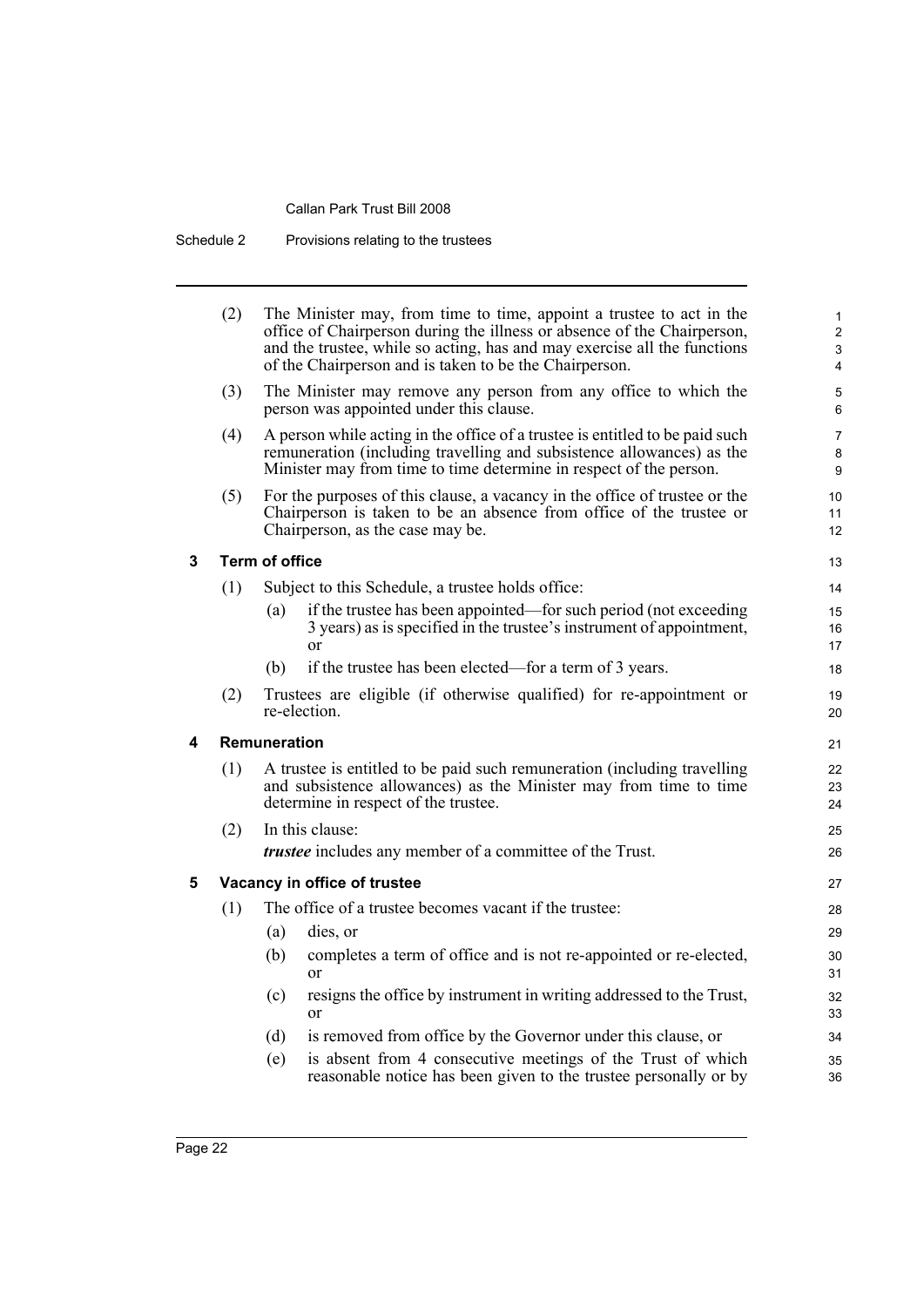(2) The Minister may, from time to time, appoint a trustee to act in the office of Chairperson during the illness or absence of the Chairperson, and the trustee, while so acting, has and may exercise all the functions of the Chairperson and is taken to be the Chairperson.

(3) The Minister may remove any person from any office to which the person was appointed under this clause.

(4) A person while acting in the office of a trustee is entitled to be paid such remuneration (including travelling and subsistence allowances) as the Minister may from time to time determine in respect of the person.

(5) For the purposes of this clause, a vacancy in the office of trustee or the Chairperson is taken to be an absence from office of the trustee or Chairperson, as the case may be.

### 3 Term of office

(1) Subject to this Schedule, a trustee holds office:

- (a) if the trustee has been appointed—for such period (not exceeding 3 years) as is specified in the trustee's instrument of appointment, or
- (b) if the trustee has been elected—for a term of 3 years.

(2) Trustees are eligible (if otherwise qualified) for re-appointment or re-election.

### 4 Remuneration

(1) A trustee is entitled to be paid such remuneration (including travelling and subsistence allowances) as the Minister may from time to time determine in respect of the trustee.

(2) In this clause:

***trustee*** includes any member of a committee of the Trust.

### 5 Vacancy in office of trustee

(1) The office of a trustee becomes vacant if the trustee:

- (a) dies, or
- (b) completes a term of office and is not re-appointed or re-elected, or
- (c) resigns the office by instrument in writing addressed to the Trust, or
- (d) is removed from office by the Governor under this clause, or
- (e) is absent from 4 consecutive meetings of the Trust of which reasonable notice has been given to the trustee personally or by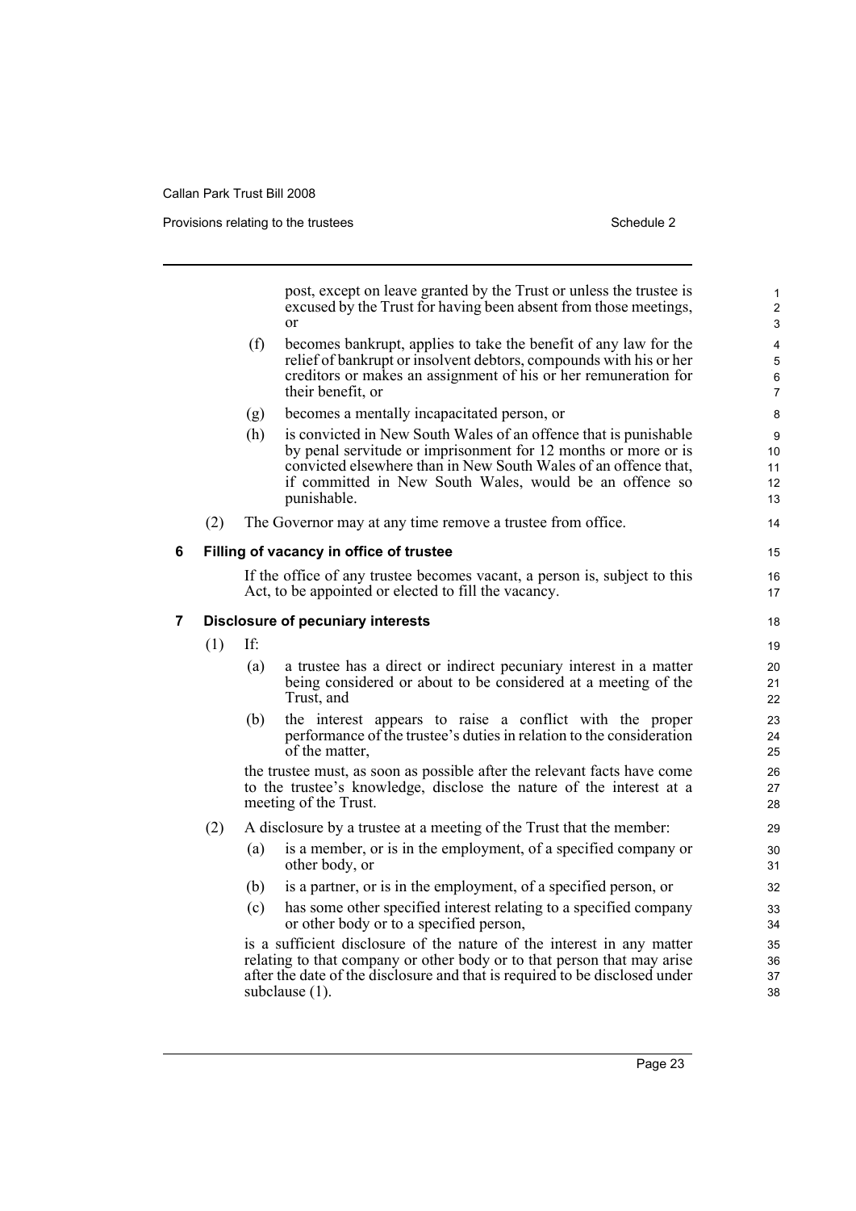post, except on leave granted by the Trust or unless the trustee is excused by the Trust for having been absent from those meetings, or

(f) becomes bankrupt, applies to take the benefit of any law for the relief of bankrupt or insolvent debtors, compounds with his or her creditors or makes an assignment of his or her remuneration for their benefit, or

(g) becomes a mentally incapacitated person, or

(h) is convicted in New South Wales of an offence that is punishable by penal servitude or imprisonment for 12 months or more or is convicted elsewhere than in New South Wales of an offence that, if committed in New South Wales, would be an offence so punishable.

(2) The Governor may at any time remove a trustee from office.

## 6 Filling of vacancy in office of trustee

If the office of any trustee becomes vacant, a person is, subject to this Act, to be appointed or elected to fill the vacancy.

## 7 Disclosure of pecuniary interests

(1) If:

(a) a trustee has a direct or indirect pecuniary interest in a matter being considered or about to be considered at a meeting of the Trust, and

(b) the interest appears to raise a conflict with the proper performance of the trustee's duties in relation to the consideration of the matter,

the trustee must, as soon as possible after the relevant facts have come to the trustee's knowledge, disclose the nature of the interest at a meeting of the Trust.

(2) A disclosure by a trustee at a meeting of the Trust that the member:

(a) is a member, or is in the employment, of a specified company or other body, or

(b) is a partner, or is in the employment, of a specified person, or

(c) has some other specified interest relating to a specified company or other body or to a specified person,

is a sufficient disclosure of the nature of the interest in any matter relating to that company or other body or to that person that may arise after the date of the disclosure and that is required to be disclosed under subclause (1).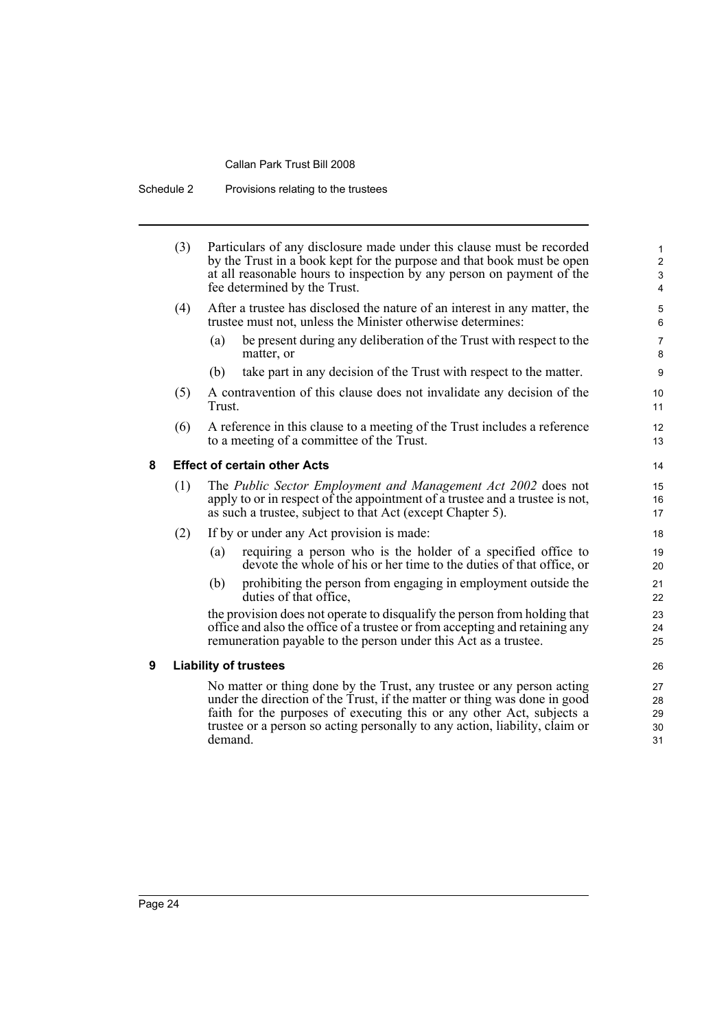(3) Particulars of any disclosure made under this clause must be recorded by the Trust in a book kept for the purpose and that book must be open at all reasonable hours to inspection by any person on payment of the fee determined by the Trust.

(4) After a trustee has disclosed the nature of an interest in any matter, the trustee must not, unless the Minister otherwise determines:

(a) be present during any deliberation of the Trust with respect to the matter, or

(b) take part in any decision of the Trust with respect to the matter.

(5) A contravention of this clause does not invalidate any decision of the Trust.

(6) A reference in this clause to a meeting of the Trust includes a reference to a meeting of a committee of the Trust.

### 8 Effect of certain other Acts

(1) The *Public Sector Employment and Management Act 2002* does not apply to or in respect of the appointment of a trustee and a trustee is not, as such a trustee, subject to that Act (except Chapter 5).

(2) If by or under any Act provision is made:

(a) requiring a person who is the holder of a specified office to devote the whole of his or her time to the duties of that office, or

(b) prohibiting the person from engaging in employment outside the duties of that office,

the provision does not operate to disqualify the person from holding that office and also the office of a trustee or from accepting and retaining any remuneration payable to the person under this Act as a trustee.

### 9 Liability of trustees

No matter or thing done by the Trust, any trustee or any person acting under the direction of the Trust, if the matter or thing was done in good faith for the purposes of executing this or any other Act, subjects a trustee or a person so acting personally to any action, liability, claim or demand.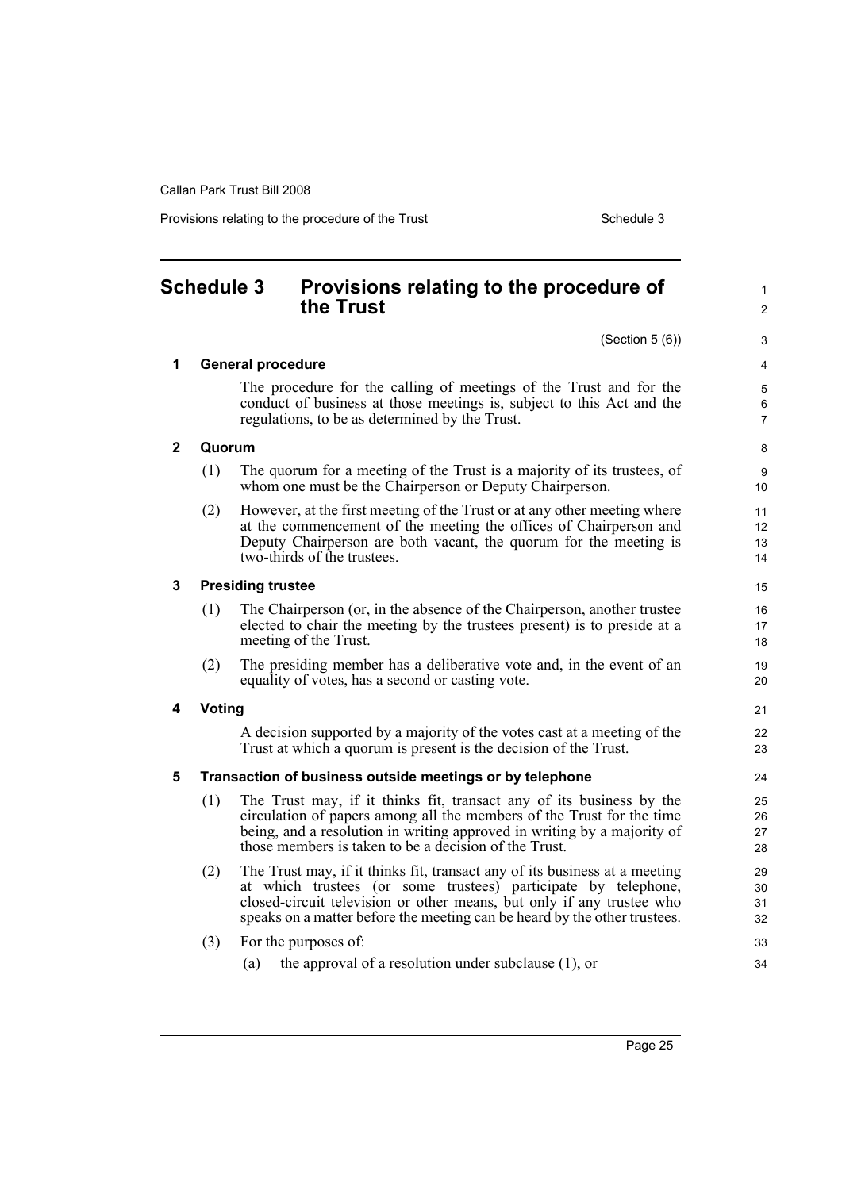# Schedule 3 Provisions relating to the procedure of the Trust

(Section 5 (6))

**1 General procedure**

The procedure for the calling of meetings of the Trust and for the conduct of business at those meetings is, subject to this Act and the regulations, to be as determined by the Trust.

**2 Quorum**

(1) The quorum for a meeting of the Trust is a majority of its trustees, of whom one must be the Chairperson or Deputy Chairperson.

(2) However, at the first meeting of the Trust or at any other meeting where at the commencement of the meeting the offices of Chairperson and Deputy Chairperson are both vacant, the quorum for the meeting is two-thirds of the trustees.

**3 Presiding trustee**

(1) The Chairperson (or, in the absence of the Chairperson, another trustee elected to chair the meeting by the trustees present) is to preside at a meeting of the Trust.

(2) The presiding member has a deliberative vote and, in the event of an equality of votes, has a second or casting vote.

**4 Voting**

A decision supported by a majority of the votes cast at a meeting of the Trust at which a quorum is present is the decision of the Trust.

**5 Transaction of business outside meetings or by telephone**

(1) The Trust may, if it thinks fit, transact any of its business by the circulation of papers among all the members of the Trust for the time being, and a resolution in writing approved in writing by a majority of those members is taken to be a decision of the Trust.

(2) The Trust may, if it thinks fit, transact any of its business at a meeting at which trustees (or some trustees) participate by telephone, closed-circuit television or other means, but only if any trustee who speaks on a matter before the meeting can be heard by the other trustees.

(3) For the purposes of:

(a) the approval of a resolution under subclause (1), or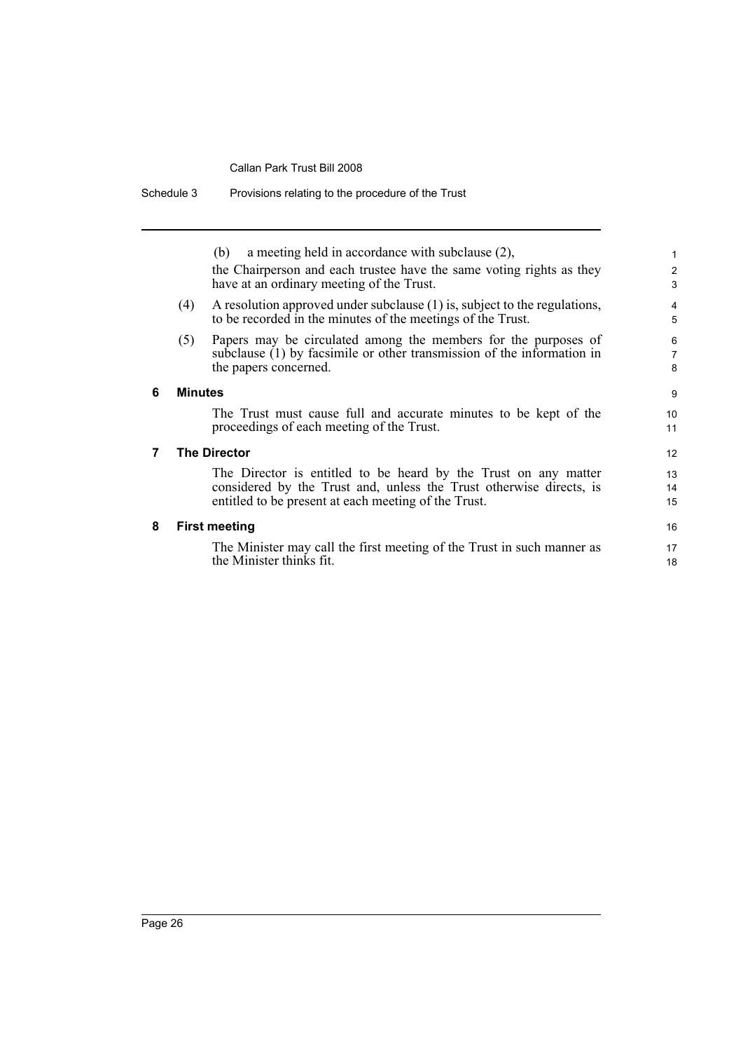(b) a meeting held in accordance with subclause (2),

the Chairperson and each trustee have the same voting rights as they have at an ordinary meeting of the Trust.

(4) A resolution approved under subclause (1) is, subject to the regulations, to be recorded in the minutes of the meetings of the Trust.

(5) Papers may be circulated among the members for the purposes of subclause (1) by facsimile or other transmission of the information in the papers concerned.

### 6 Minutes

The Trust must cause full and accurate minutes to be kept of the proceedings of each meeting of the Trust.

### 7 The Director

The Director is entitled to be heard by the Trust on any matter considered by the Trust and, unless the Trust otherwise directs, is entitled to be present at each meeting of the Trust.

### 8 First meeting

The Minister may call the first meeting of the Trust in such manner as the Minister thinks fit.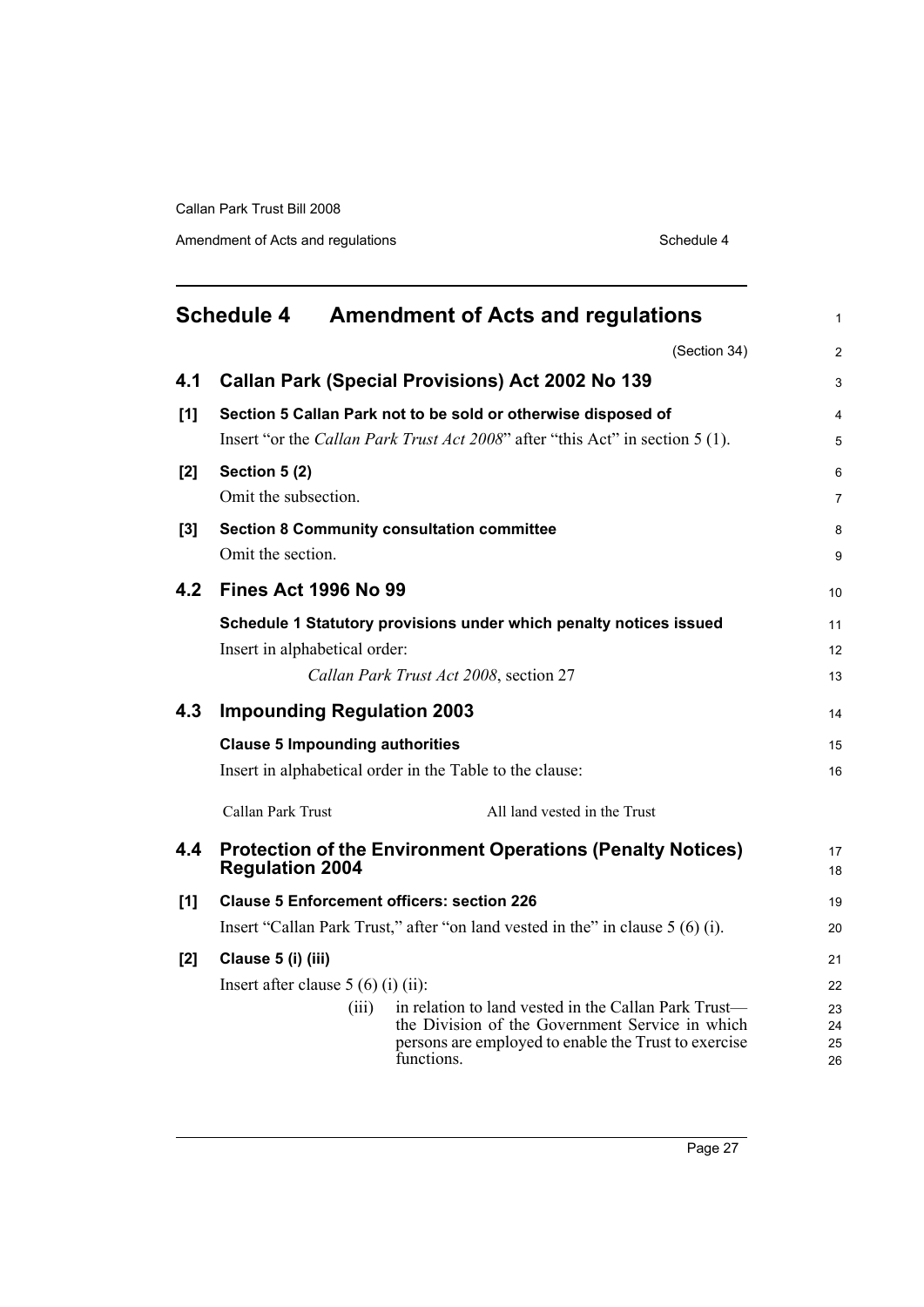## Schedule 4 Amendment of Acts and regulations

(Section 34)

### 4.1 Callan Park (Special Provisions) Act 2002 No 139

**[1] Section 5 Callan Park not to be sold or otherwise disposed of**

Insert "or the *Callan Park Trust Act 2008*" after "this Act" in section 5 (1).

**[2] Section 5 (2)**

Omit the subsection.

**[3] Section 8 Community consultation committee**

Omit the section.

### 4.2 Fines Act 1996 No 99

**Schedule 1 Statutory provisions under which penalty notices issued**

Insert in alphabetical order:

*Callan Park Trust Act 2008*, section 27

### 4.3 Impounding Regulation 2003

**Clause 5 Impounding authorities**

Insert in alphabetical order in the Table to the clause:

| | |
|---|---|
| Callan Park Trust | All land vested in the Trust |

### 4.4 Protection of the Environment Operations (Penalty Notices) Regulation 2004

**[1] Clause 5 Enforcement officers: section 226**

Insert "Callan Park Trust," after "on land vested in the" in clause 5 (6) (i).

**[2] Clause 5 (i) (iii)**

Insert after clause 5 (6) (i) (ii):

(iii) in relation to land vested in the Callan Park Trust—the Division of the Government Service in which persons are employed to enable the Trust to exercise functions.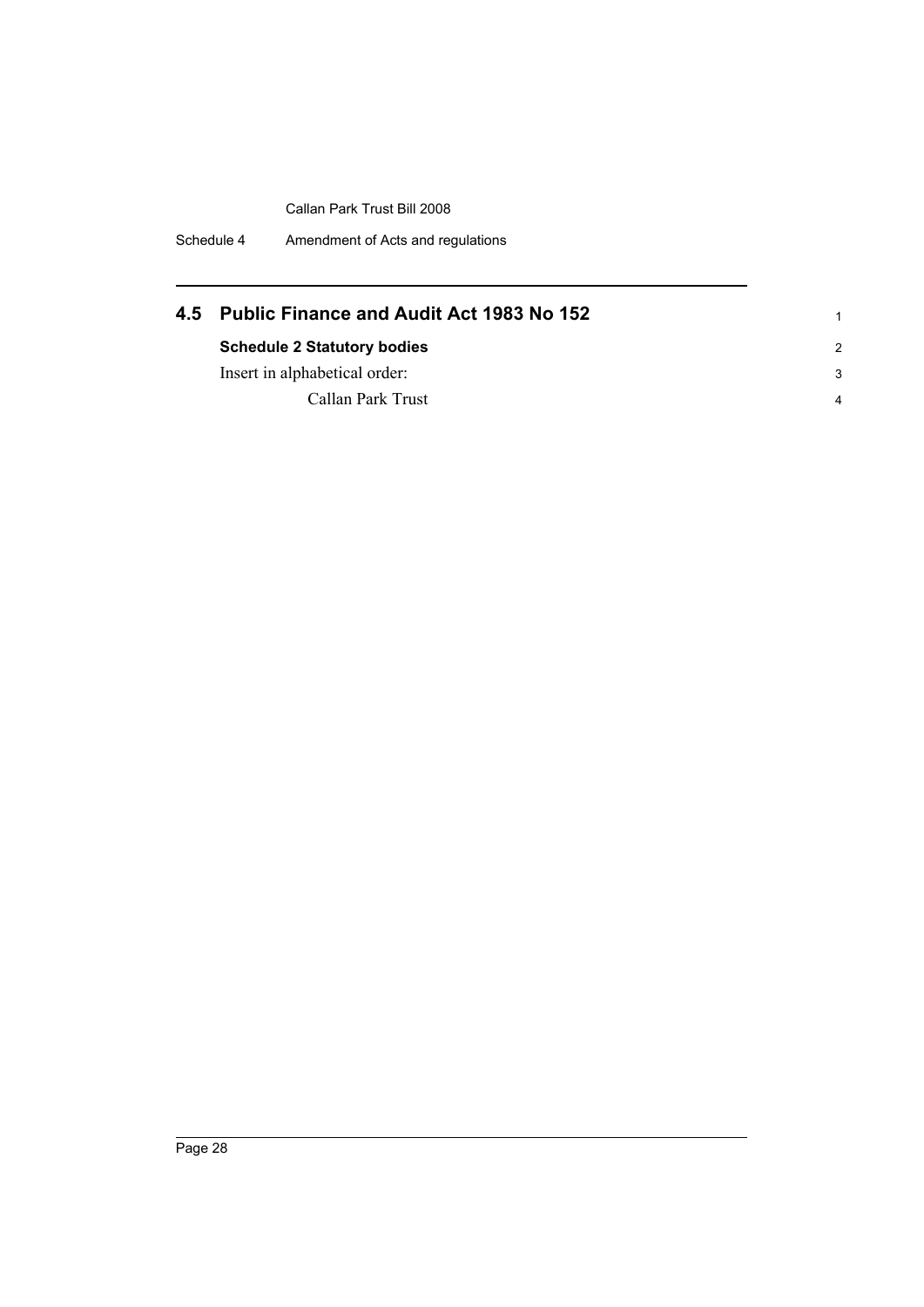## 4.5 Public Finance and Audit Act 1983 No 152

**Schedule 2 Statutory bodies**

Insert in alphabetical order:

Callan Park Trust